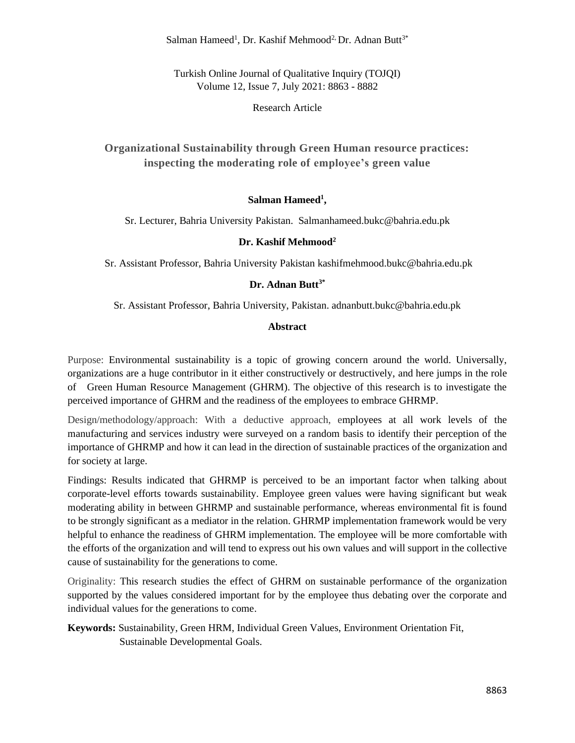# Organizational Sustainability through Green Human resource practices: inspecting the moderating role of employee's green value

**Salman Hameed[1],**

Sr. Lecturer, Bahria University Pakistan. Salmanhameed.bukc@bahria.edu.pk

**Dr. Kashif Mehmood[2]**

Sr. Assistant Professor, Bahria University Pakistan kashifmehmood.bukc@bahria.edu.pk

**Dr. Adnan Butt[3*]**

Sr. Assistant Professor, Bahria University, Pakistan. adnanbutt.bukc@bahria.edu.pk

**Abstract**

Purpose: Environmental sustainability is a topic of growing concern around the world. Universally, organizations are a huge contributor in it either constructively or destructively, and here jumps in the role of Green Human Resource Management (GHRM). The objective of this research is to investigate the perceived importance of GHRM and the readiness of the employees to embrace GHRMP.

Design/methodology/approach: With a deductive approach, employees at all work levels of the manufacturing and services industry were surveyed on a random basis to identify their perception of the importance of GHRMP and how it can lead in the direction of sustainable practices of the organization and for society at large.

Findings: Results indicated that GHRMP is perceived to be an important factor when talking about corporate-level efforts towards sustainability. Employee green values were having significant but weak moderating ability in between GHRMP and sustainable performance, whereas environmental fit is found to be strongly significant as a mediator in the relation. GHRMP implementation framework would be very helpful to enhance the readiness of GHRM implementation. The employee will be more comfortable with the efforts of the organization and will tend to express out his own values and will support in the collective cause of sustainability for the generations to come.

Originality: This research studies the effect of GHRM on sustainable performance of the organization supported by the values considered important for by the employee thus debating over the corporate and individual values for the generations to come.

**Keywords:** Sustainability, Green HRM, Individual Green Values, Environment Orientation Fit, Sustainable Developmental Goals.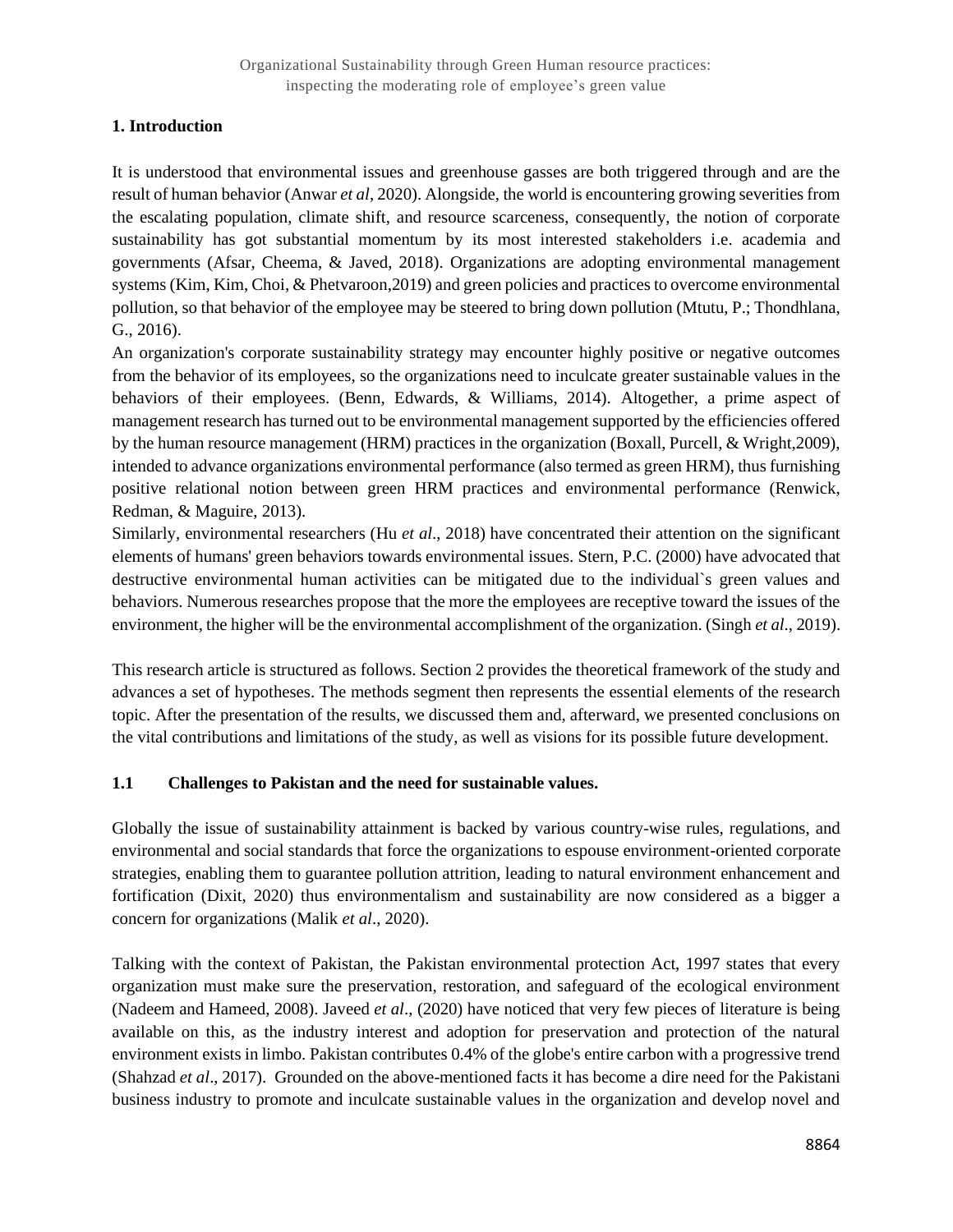## 1. Introduction

It is understood that environmental issues and greenhouse gasses are both triggered through and are the result of human behavior (Anwar *et al*, 2020). Alongside, the world is encountering growing severities from the escalating population, climate shift, and resource scarceness, consequently, the notion of corporate sustainability has got substantial momentum by its most interested stakeholders i.e. academia and governments (Afsar, Cheema, & Javed, 2018). Organizations are adopting environmental management systems (Kim, Kim, Choi, & Phetvaroon,2019) and green policies and practices to overcome environmental pollution, so that behavior of the employee may be steered to bring down pollution (Mtutu, P.; Thondhlana, G., 2016).

An organization's corporate sustainability strategy may encounter highly positive or negative outcomes from the behavior of its employees, so the organizations need to inculcate greater sustainable values in the behaviors of their employees. (Benn, Edwards, & Williams, 2014). Altogether, a prime aspect of management research has turned out to be environmental management supported by the efficiencies offered by the human resource management (HRM) practices in the organization (Boxall, Purcell, & Wright,2009), intended to advance organizations environmental performance (also termed as green HRM), thus furnishing positive relational notion between green HRM practices and environmental performance (Renwick, Redman, & Maguire, 2013).

Similarly, environmental researchers (Hu *et al*., 2018) have concentrated their attention on the significant elements of humans' green behaviors towards environmental issues. Stern, P.C. (2000) have advocated that destructive environmental human activities can be mitigated due to the individual`s green values and behaviors. Numerous researches propose that the more the employees are receptive toward the issues of the environment, the higher will be the environmental accomplishment of the organization. (Singh *et al*., 2019).

This research article is structured as follows. Section 2 provides the theoretical framework of the study and advances a set of hypotheses. The methods segment then represents the essential elements of the research topic. After the presentation of the results, we discussed them and, afterward, we presented conclusions on the vital contributions and limitations of the study, as well as visions for its possible future development.

### 1.1 Challenges to Pakistan and the need for sustainable values.

Globally the issue of sustainability attainment is backed by various country-wise rules, regulations, and environmental and social standards that force the organizations to espouse environment-oriented corporate strategies, enabling them to guarantee pollution attrition, leading to natural environment enhancement and fortification (Dixit, 2020) thus environmentalism and sustainability are now considered as a bigger a concern for organizations (Malik *et al*., 2020).

Talking with the context of Pakistan, the Pakistan environmental protection Act, 1997 states that every organization must make sure the preservation, restoration, and safeguard of the ecological environment (Nadeem and Hameed, 2008). Javeed *et al*., (2020) have noticed that very few pieces of literature is being available on this, as the industry interest and adoption for preservation and protection of the natural environment exists in limbo. Pakistan contributes 0.4% of the globe's entire carbon with a progressive trend (Shahzad *et al*., 2017). Grounded on the above-mentioned facts it has become a dire need for the Pakistani business industry to promote and inculcate sustainable values in the organization and develop novel and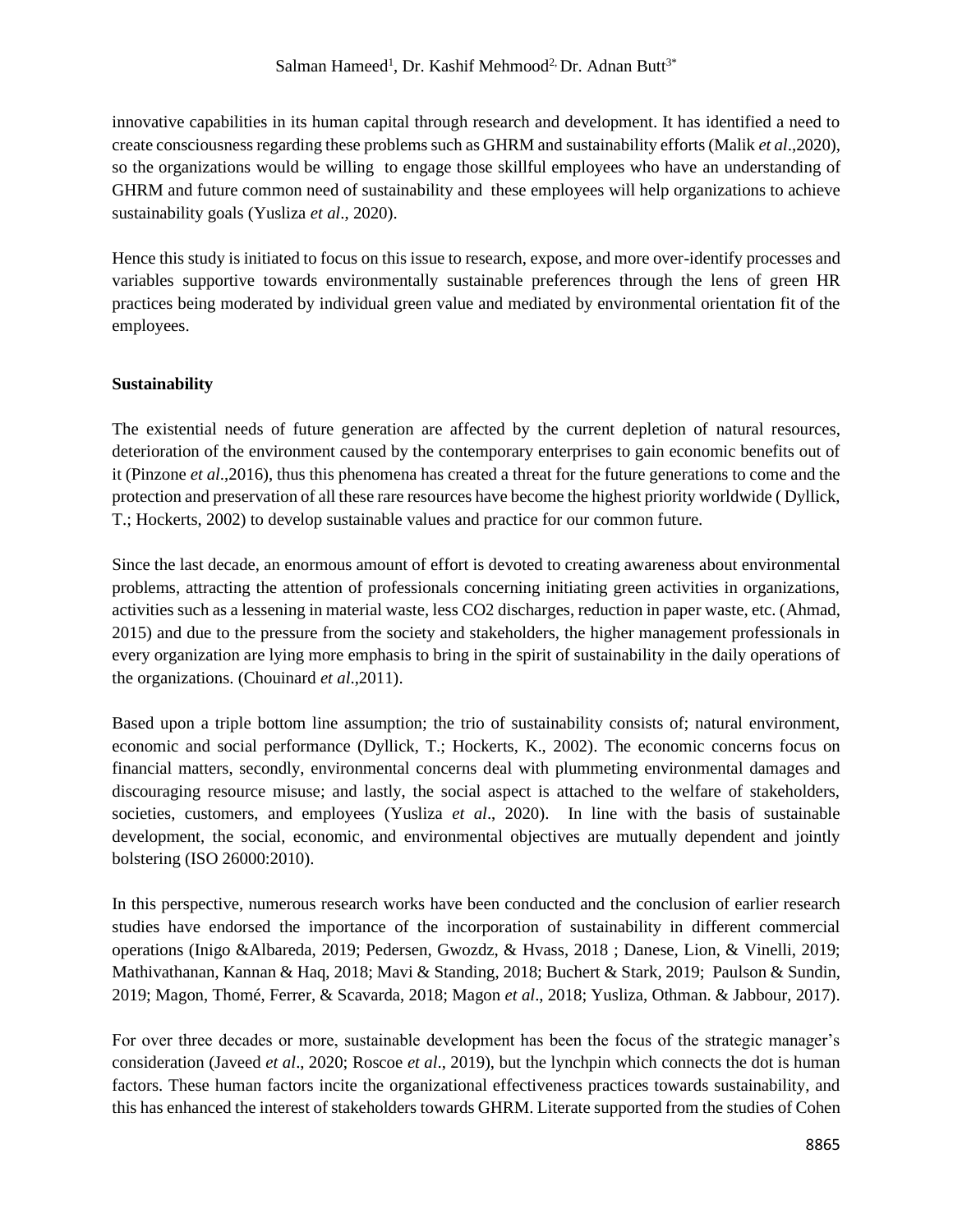innovative capabilities in its human capital through research and development. It has identified a need to create consciousness regarding these problems such as GHRM and sustainability efforts (Malik *et al*.,2020), so the organizations would be willing to engage those skillful employees who have an understanding of GHRM and future common need of sustainability and these employees will help organizations to achieve sustainability goals (Yusliza *et al*., 2020).

Hence this study is initiated to focus on this issue to research, expose, and more over-identify processes and variables supportive towards environmentally sustainable preferences through the lens of green HR practices being moderated by individual green value and mediated by environmental orientation fit of the employees.

**Sustainability**

The existential needs of future generation are affected by the current depletion of natural resources, deterioration of the environment caused by the contemporary enterprises to gain economic benefits out of it (Pinzone *et al*.,2016), thus this phenomena has created a threat for the future generations to come and the protection and preservation of all these rare resources have become the highest priority worldwide ( Dyllick, T.; Hockerts, 2002) to develop sustainable values and practice for our common future.

Since the last decade, an enormous amount of effort is devoted to creating awareness about environmental problems, attracting the attention of professionals concerning initiating green activities in organizations, activities such as a lessening in material waste, less CO2 discharges, reduction in paper waste, etc. (Ahmad, 2015) and due to the pressure from the society and stakeholders, the higher management professionals in every organization are lying more emphasis to bring in the spirit of sustainability in the daily operations of the organizations. (Chouinard *et al*.,2011).

Based upon a triple bottom line assumption; the trio of sustainability consists of; natural environment, economic and social performance (Dyllick, T.; Hockerts, K., 2002). The economic concerns focus on financial matters, secondly, environmental concerns deal with plummeting environmental damages and discouraging resource misuse; and lastly, the social aspect is attached to the welfare of stakeholders, societies, customers, and employees (Yusliza *et al*., 2020). In line with the basis of sustainable development, the social, economic, and environmental objectives are mutually dependent and jointly bolstering (ISO 26000:2010).

In this perspective, numerous research works have been conducted and the conclusion of earlier research studies have endorsed the importance of the incorporation of sustainability in different commercial operations (Inigo &Albareda, 2019; Pedersen, Gwozdz, & Hvass, 2018 ; Danese, Lion, & Vinelli, 2019; Mathivathanan, Kannan & Haq, 2018; Mavi & Standing, 2018; Buchert & Stark, 2019; Paulson & Sundin, 2019; Magon, Thomé, Ferrer, & Scavarda, 2018; Magon *et al*., 2018; Yusliza, Othman. & Jabbour, 2017).

For over three decades or more, sustainable development has been the focus of the strategic manager's consideration (Javeed *et al*., 2020; Roscoe *et al*., 2019), but the lynchpin which connects the dot is human factors. These human factors incite the organizational effectiveness practices towards sustainability, and this has enhanced the interest of stakeholders towards GHRM. Literate supported from the studies of Cohen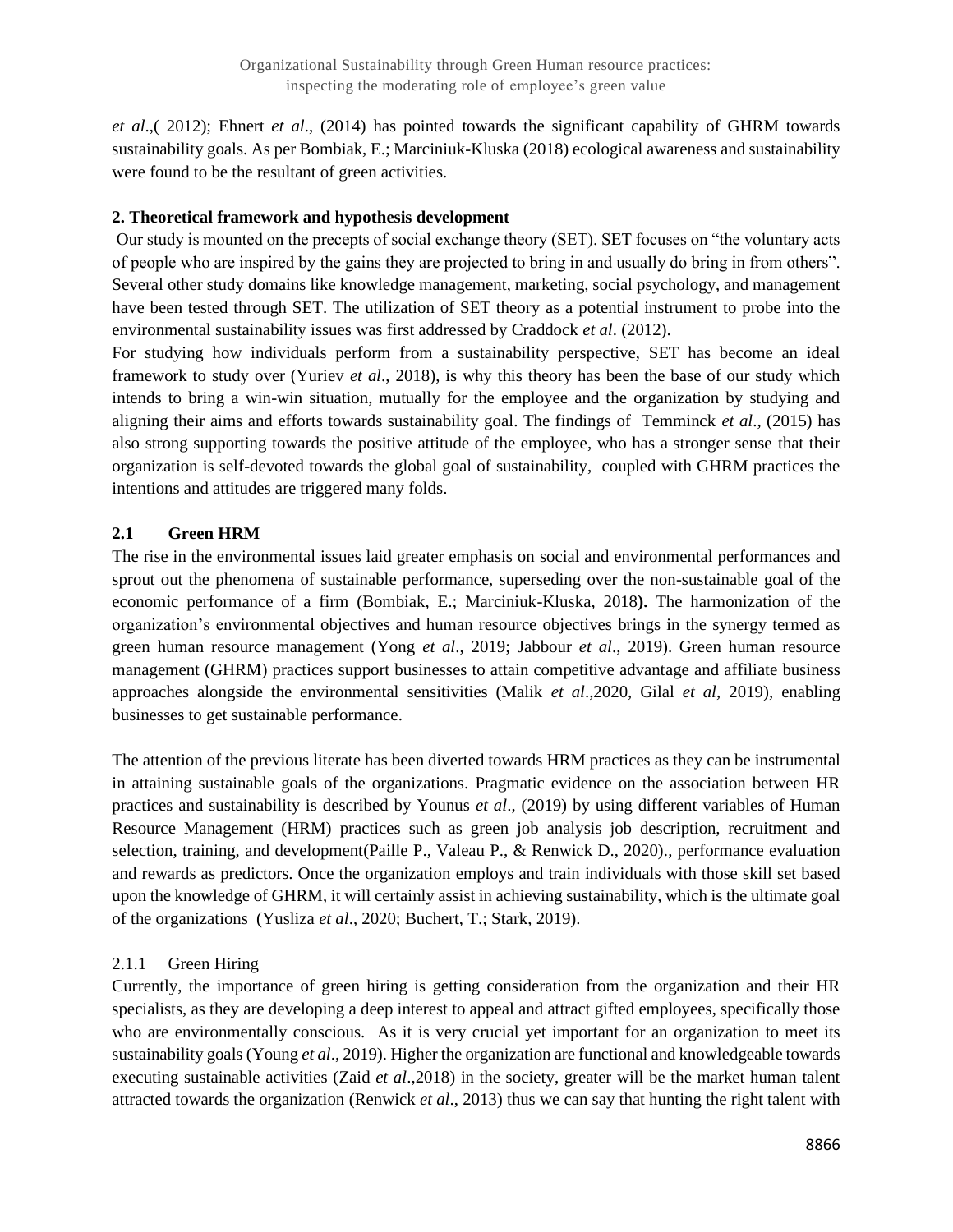*et al*.,( 2012); Ehnert *et al*., (2014) has pointed towards the significant capability of GHRM towards sustainability goals. As per Bombiak, E.; Marciniuk-Kluska (2018) ecological awareness and sustainability were found to be the resultant of green activities.

## 2. Theoretical framework and hypothesis development

Our study is mounted on the precepts of social exchange theory (SET). SET focuses on "the voluntary acts of people who are inspired by the gains they are projected to bring in and usually do bring in from others". Several other study domains like knowledge management, marketing, social psychology, and management have been tested through SET. The utilization of SET theory as a potential instrument to probe into the environmental sustainability issues was first addressed by Craddock *et al*. (2012).

For studying how individuals perform from a sustainability perspective, SET has become an ideal framework to study over (Yuriev *et al*., 2018), is why this theory has been the base of our study which intends to bring a win-win situation, mutually for the employee and the organization by studying and aligning their aims and efforts towards sustainability goal. The findings of Temminck *et al*., (2015) has also strong supporting towards the positive attitude of the employee, who has a stronger sense that their organization is self-devoted towards the global goal of sustainability, coupled with GHRM practices the intentions and attitudes are triggered many folds.

### 2.1 Green HRM

The rise in the environmental issues laid greater emphasis on social and environmental performances and sprout out the phenomena of sustainable performance, superseding over the non-sustainable goal of the economic performance of a firm (Bombiak, E.; Marciniuk-Kluska, 2018**).** The harmonization of the organization's environmental objectives and human resource objectives brings in the synergy termed as green human resource management (Yong *et al*., 2019; Jabbour *et al*., 2019). Green human resource management (GHRM) practices support businesses to attain competitive advantage and affiliate business approaches alongside the environmental sensitivities (Malik *et al*.,2020, Gilal *et al*, 2019), enabling businesses to get sustainable performance.

The attention of the previous literate has been diverted towards HRM practices as they can be instrumental in attaining sustainable goals of the organizations. Pragmatic evidence on the association between HR practices and sustainability is described by Younus *et al*., (2019) by using different variables of Human Resource Management (HRM) practices such as green job analysis job description, recruitment and selection, training, and development(Paille P., Valeau P., & Renwick D., 2020)., performance evaluation and rewards as predictors. Once the organization employs and train individuals with those skill set based upon the knowledge of GHRM, it will certainly assist in achieving sustainability, which is the ultimate goal of the organizations (Yusliza *et al*., 2020; Buchert, T.; Stark, 2019).

#### 2.1.1 Green Hiring

Currently, the importance of green hiring is getting consideration from the organization and their HR specialists, as they are developing a deep interest to appeal and attract gifted employees, specifically those who are environmentally conscious. As it is very crucial yet important for an organization to meet its sustainability goals (Young *et al*., 2019). Higher the organization are functional and knowledgeable towards executing sustainable activities (Zaid *et al*.,2018) in the society, greater will be the market human talent attracted towards the organization (Renwick *et al*., 2013) thus we can say that hunting the right talent with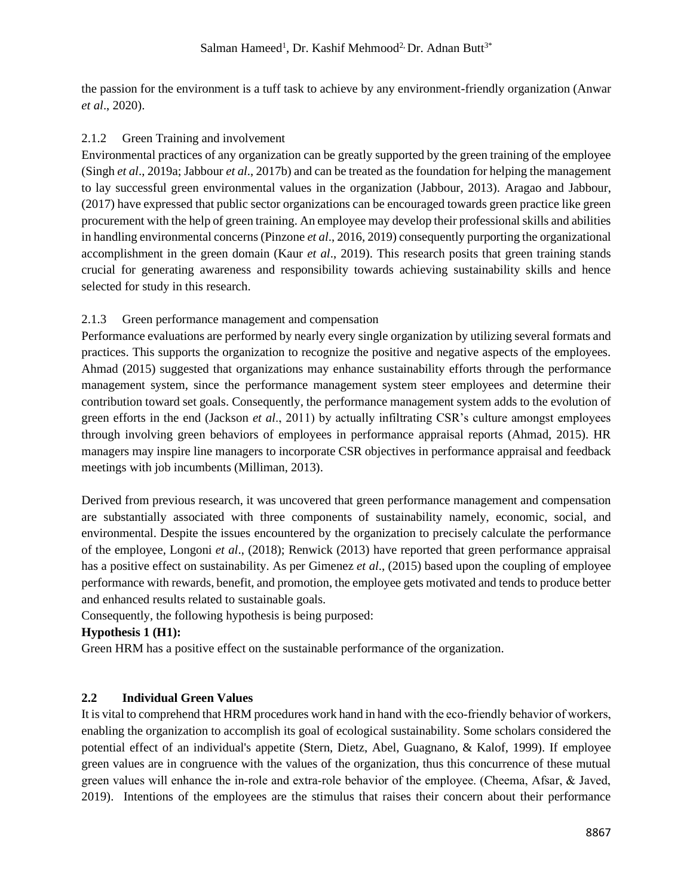the passion for the environment is a tuff task to achieve by any environment-friendly organization (Anwar *et al*., 2020).

### 2.1.2 Green Training and involvement

Environmental practices of any organization can be greatly supported by the green training of the employee (Singh *et al*., 2019a; Jabbour *et al*., 2017b) and can be treated as the foundation for helping the management to lay successful green environmental values in the organization (Jabbour, 2013). Aragao and Jabbour, (2017) have expressed that public sector organizations can be encouraged towards green practice like green procurement with the help of green training. An employee may develop their professional skills and abilities in handling environmental concerns (Pinzone *et al*., 2016, 2019) consequently purporting the organizational accomplishment in the green domain (Kaur *et al*., 2019). This research posits that green training stands crucial for generating awareness and responsibility towards achieving sustainability skills and hence selected for study in this research.

### 2.1.3 Green performance management and compensation

Performance evaluations are performed by nearly every single organization by utilizing several formats and practices. This supports the organization to recognize the positive and negative aspects of the employees. Ahmad (2015) suggested that organizations may enhance sustainability efforts through the performance management system, since the performance management system steer employees and determine their contribution toward set goals. Consequently, the performance management system adds to the evolution of green efforts in the end (Jackson *et al*., 2011) by actually infiltrating CSR's culture amongst employees through involving green behaviors of employees in performance appraisal reports (Ahmad, 2015). HR managers may inspire line managers to incorporate CSR objectives in performance appraisal and feedback meetings with job incumbents (Milliman, 2013).

Derived from previous research, it was uncovered that green performance management and compensation are substantially associated with three components of sustainability namely, economic, social, and environmental. Despite the issues encountered by the organization to precisely calculate the performance of the employee, Longoni *et al*., (2018); Renwick (2013) have reported that green performance appraisal has a positive effect on sustainability. As per Gimenez *et al*., (2015) based upon the coupling of employee performance with rewards, benefit, and promotion, the employee gets motivated and tends to produce better and enhanced results related to sustainable goals.

Consequently, the following hypothesis is being purposed:

**Hypothesis 1 (H1):**

Green HRM has a positive effect on the sustainable performance of the organization.

## 2.2 Individual Green Values

It is vital to comprehend that HRM procedures work hand in hand with the eco-friendly behavior of workers, enabling the organization to accomplish its goal of ecological sustainability. Some scholars considered the potential effect of an individual's appetite (Stern, Dietz, Abel, Guagnano, & Kalof, 1999). If employee green values are in congruence with the values of the organization, thus this concurrence of these mutual green values will enhance the in-role and extra-role behavior of the employee. (Cheema, Afsar, & Javed, 2019). Intentions of the employees are the stimulus that raises their concern about their performance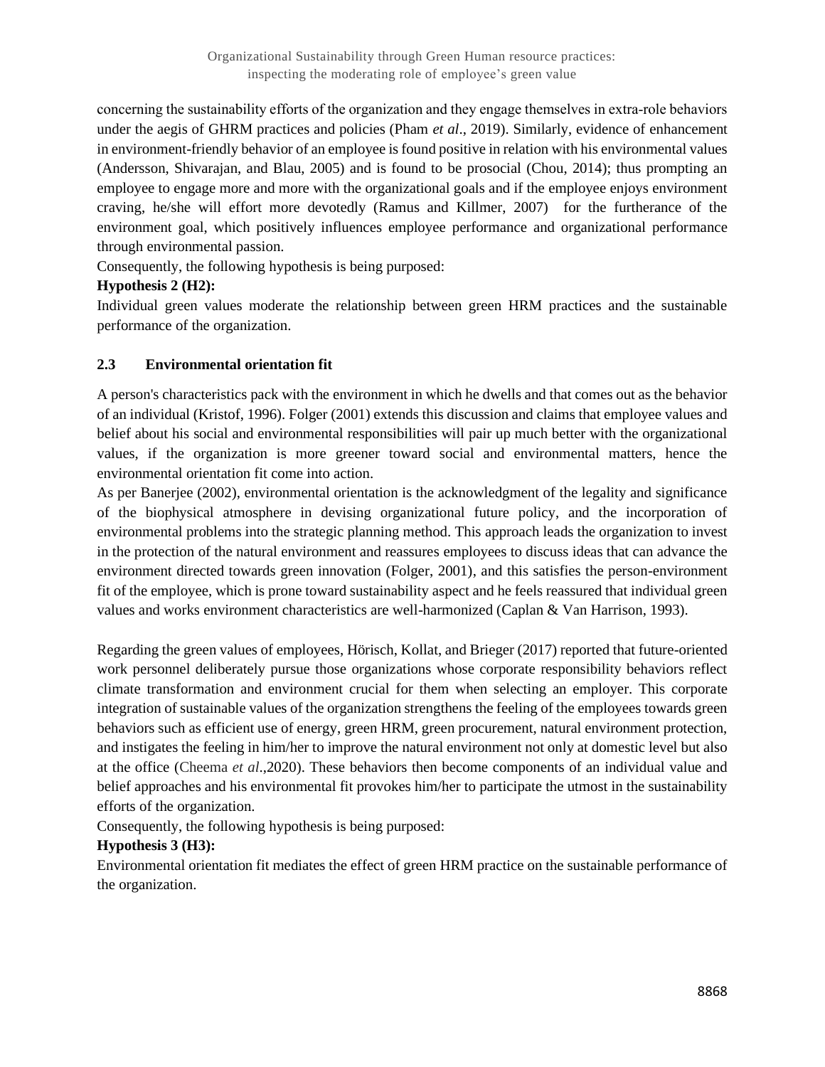concerning the sustainability efforts of the organization and they engage themselves in extra-role behaviors under the aegis of GHRM practices and policies (Pham *et al*., 2019). Similarly, evidence of enhancement in environment-friendly behavior of an employee is found positive in relation with his environmental values (Andersson, Shivarajan, and Blau, 2005) and is found to be prosocial (Chou, 2014); thus prompting an employee to engage more and more with the organizational goals and if the employee enjoys environment craving, he/she will effort more devotedly (Ramus and Killmer, 2007) for the furtherance of the environment goal, which positively influences employee performance and organizational performance through environmental passion.

Consequently, the following hypothesis is being purposed:

**Hypothesis 2 (H2):**

Individual green values moderate the relationship between green HRM practices and the sustainable performance of the organization.

### 2.3 Environmental orientation fit

A person's characteristics pack with the environment in which he dwells and that comes out as the behavior of an individual (Kristof, 1996). Folger (2001) extends this discussion and claims that employee values and belief about his social and environmental responsibilities will pair up much better with the organizational values, if the organization is more greener toward social and environmental matters, hence the environmental orientation fit come into action.

As per Banerjee (2002), environmental orientation is the acknowledgment of the legality and significance of the biophysical atmosphere in devising organizational future policy, and the incorporation of environmental problems into the strategic planning method. This approach leads the organization to invest in the protection of the natural environment and reassures employees to discuss ideas that can advance the environment directed towards green innovation (Folger, 2001), and this satisfies the person-environment fit of the employee, which is prone toward sustainability aspect and he feels reassured that individual green values and works environment characteristics are well-harmonized (Caplan & Van Harrison, 1993).

Regarding the green values of employees, Hörisch, Kollat, and Brieger (2017) reported that future-oriented work personnel deliberately pursue those organizations whose corporate responsibility behaviors reflect climate transformation and environment crucial for them when selecting an employer. This corporate integration of sustainable values of the organization strengthens the feeling of the employees towards green behaviors such as efficient use of energy, green HRM, green procurement, natural environment protection, and instigates the feeling in him/her to improve the natural environment not only at domestic level but also at the office (Cheema *et al*.,2020). These behaviors then become components of an individual value and belief approaches and his environmental fit provokes him/her to participate the utmost in the sustainability efforts of the organization.

Consequently, the following hypothesis is being purposed:

**Hypothesis 3 (H3):**

Environmental orientation fit mediates the effect of green HRM practice on the sustainable performance of the organization.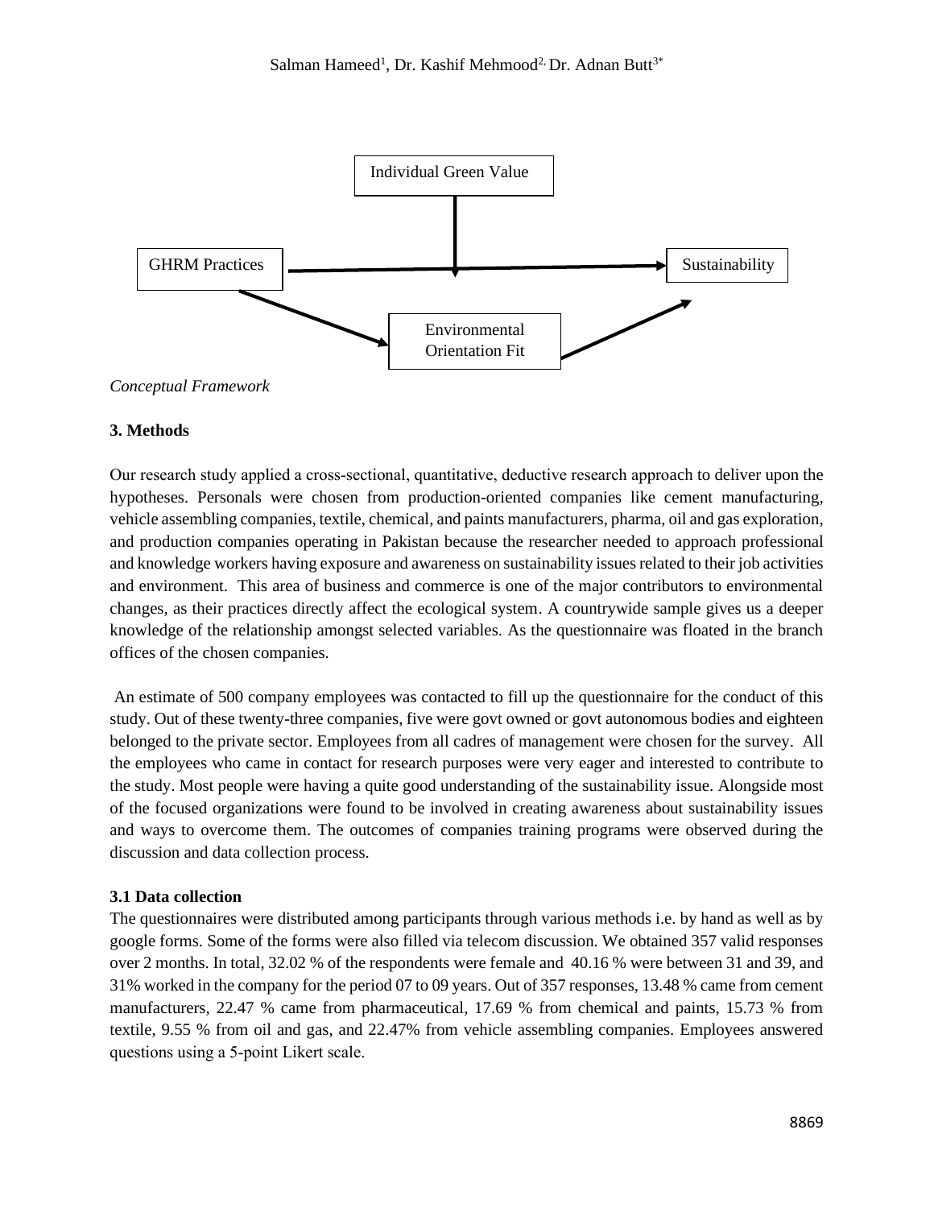Individual Green Value

GHRM Practices

Sustainability

Environmental Orientation Fit

*Conceptual Framework*

**3. Methods**

Our research study applied a cross-sectional, quantitative, deductive research approach to deliver upon the hypotheses. Personals were chosen from production-oriented companies like cement manufacturing, vehicle assembling companies, textile, chemical, and paints manufacturers, pharma, oil and gas exploration, and production companies operating in Pakistan because the researcher needed to approach professional and knowledge workers having exposure and awareness on sustainability issues related to their job activities and environment. This area of business and commerce is one of the major contributors to environmental changes, as their practices directly affect the ecological system. A countrywide sample gives us a deeper knowledge of the relationship amongst selected variables. As the questionnaire was floated in the branch offices of the chosen companies.

An estimate of 500 company employees was contacted to fill up the questionnaire for the conduct of this study. Out of these twenty-three companies, five were govt owned or govt autonomous bodies and eighteen belonged to the private sector. Employees from all cadres of management were chosen for the survey. All the employees who came in contact for research purposes were very eager and interested to contribute to the study. Most people were having a quite good understanding of the sustainability issue. Alongside most of the focused organizations were found to be involved in creating awareness about sustainability issues and ways to overcome them. The outcomes of companies training programs were observed during the discussion and data collection process.

**3.1 Data collection**

The questionnaires were distributed among participants through various methods i.e. by hand as well as by google forms. Some of the forms were also filled via telecom discussion. We obtained 357 valid responses over 2 months. In total, 32.02 % of the respondents were female and 40.16 % were between 31 and 39, and 31% worked in the company for the period 07 to 09 years. Out of 357 responses, 13.48 % came from cement manufacturers, 22.47 % came from pharmaceutical, 17.69 % from chemical and paints, 15.73 % from textile, 9.55 % from oil and gas, and 22.47% from vehicle assembling companies. Employees answered questions using a 5-point Likert scale.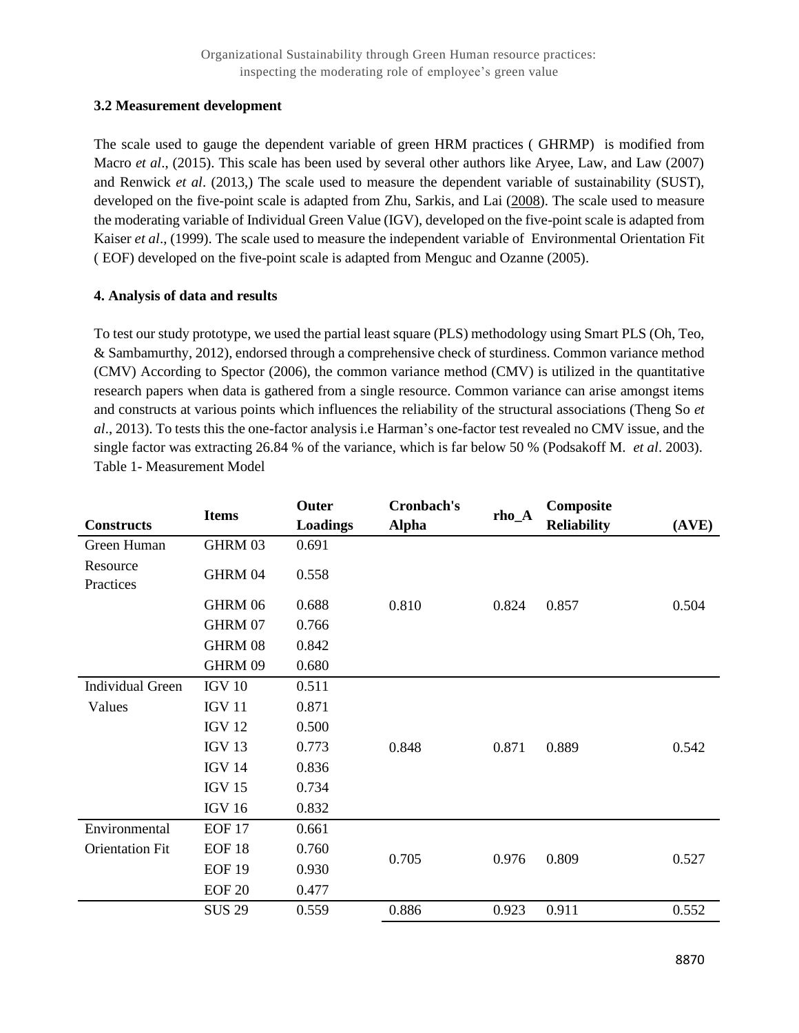### 3.2 Measurement development

The scale used to gauge the dependent variable of green HRM practices ( GHRMP) is modified from Macro *et al*., (2015). This scale has been used by several other authors like Aryee, Law, and Law (2007) and Renwick *et al*. (2013,) The scale used to measure the dependent variable of sustainability (SUST), developed on the five-point scale is adapted from Zhu, Sarkis, and Lai (2008). The scale used to measure the moderating variable of Individual Green Value (IGV), developed on the five-point scale is adapted from Kaiser *et al*., (1999). The scale used to measure the independent variable of Environmental Orientation Fit ( EOF) developed on the five-point scale is adapted from Menguc and Ozanne (2005).

### 4. Analysis of data and results

To test our study prototype, we used the partial least square (PLS) methodology using Smart PLS (Oh, Teo, & Sambamurthy, 2012), endorsed through a comprehensive check of sturdiness. Common variance method (CMV) According to Spector (2006), the common variance method (CMV) is utilized in the quantitative research papers when data is gathered from a single resource. Common variance can arise amongst items and constructs at various points which influences the reliability of the structural associations (Theng So *et al*., 2013). To tests this the one-factor analysis i.e Harman's one-factor test revealed no CMV issue, and the single factor was extracting 26.84 % of the variance, which is far below 50 % (Podsakoff M. *et al*. 2003).

Table 1- Measurement Model

| Constructs | Items | Outer Loadings | Cronbach's Alpha | rho_A | Composite Reliability | (AVE) |
|---|---|---|---|---|---|---|
| Green Human Resource Practices | GHRM 03 | 0.691 | 0.810 | 0.824 | 0.857 | 0.504 |
| | GHRM 04 | 0.558 | | | | |
| | GHRM 06 | 0.688 | | | | |
| | GHRM 07 | 0.766 | | | | |
| | GHRM 08 | 0.842 | | | | |
| | GHRM 09 | 0.680 | | | | |
| Individual Green Values | IGV 10 | 0.511 | 0.848 | 0.871 | 0.889 | 0.542 |
| | IGV 11 | 0.871 | | | | |
| | IGV 12 | 0.500 | | | | |
| | IGV 13 | 0.773 | | | | |
| | IGV 14 | 0.836 | | | | |
| | IGV 15 | 0.734 | | | | |
| | IGV 16 | 0.832 | | | | |
| Environmental Orientation Fit | EOF 17 | 0.661 | 0.705 | 0.976 | 0.809 | 0.527 |
| | EOF 18 | 0.760 | | | | |
| | EOF 19 | 0.930 | | | | |
| | EOF 20 | 0.477 | | | | |
| | SUS 29 | 0.559 | 0.886 | 0.923 | 0.911 | 0.552 |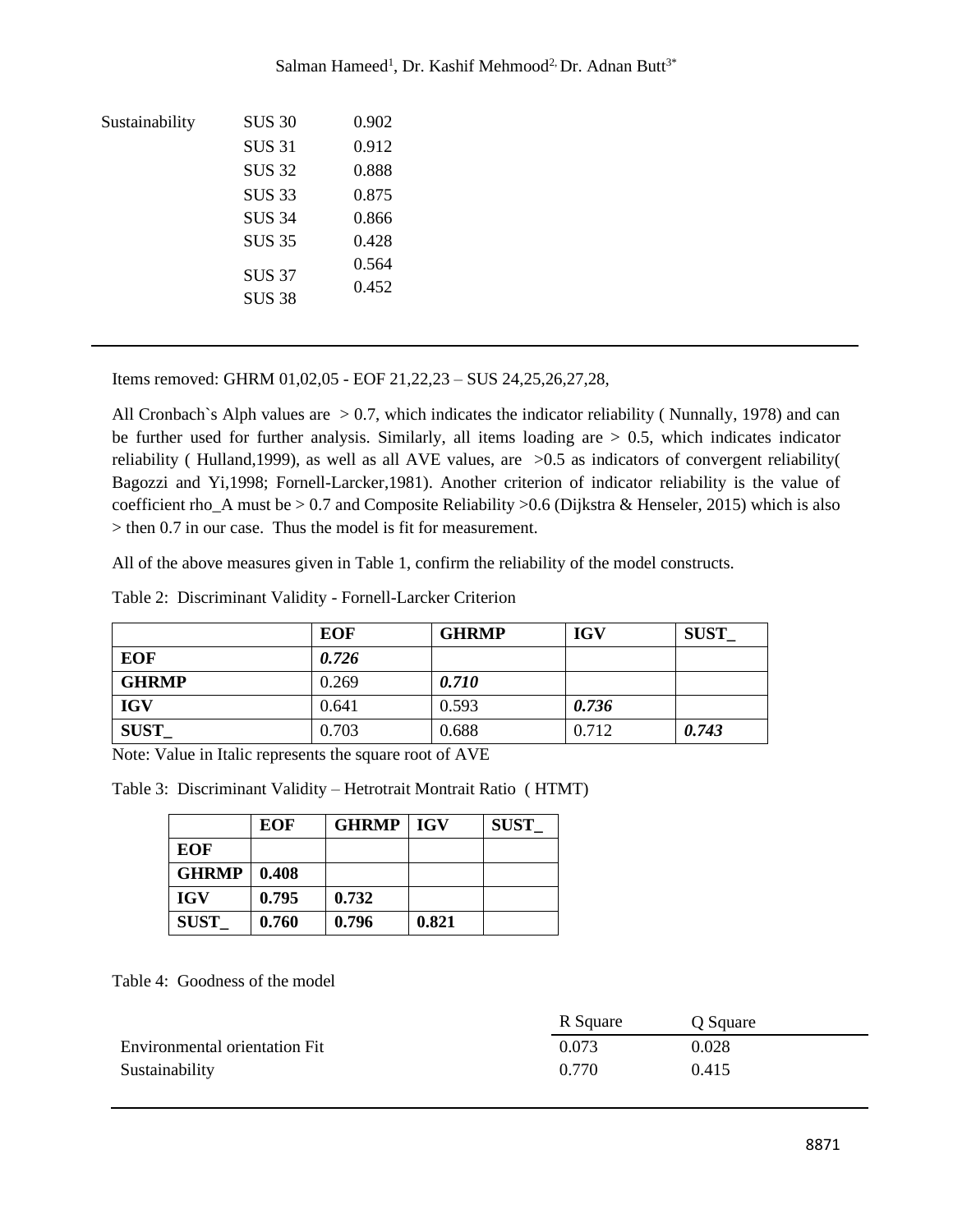| | | |
|---|---|---|
| Sustainability | SUS 30 | 0.902 |
| | SUS 31 | 0.912 |
| | SUS 32 | 0.888 |
| | SUS 33 | 0.875 |
| | SUS 34 | 0.866 |
| | SUS 35 | 0.428 |
| | SUS 37 | 0.564 |
| | SUS 38 | 0.452 |

Items removed: GHRM 01,02,05 - EOF 21,22,23 – SUS 24,25,26,27,28,

All Cronbach`s Alph values are > 0.7, which indicates the indicator reliability ( Nunnally, 1978) and can be further used for further analysis. Similarly, all items loading are > 0.5, which indicates indicator reliability ( Hulland,1999), as well as all AVE values, are >0.5 as indicators of convergent reliability( Bagozzi and Yi,1998; Fornell-Larcker,1981). Another criterion of indicator reliability is the value of coefficient rho_A must be > 0.7 and Composite Reliability >0.6 (Dijkstra & Henseler, 2015) which is also > then 0.7 in our case. Thus the model is fit for measurement.

All of the above measures given in Table 1, confirm the reliability of the model constructs.

Table 2: Discriminant Validity - Fornell-Larcker Criterion

| | **EOF** | **GHRMP** | **IGV** | **SUST_** |
|---|---|---|---|---|
| **EOF** | ***0.726*** | | | |
| **GHRMP** | 0.269 | ***0.710*** | | |
| **IGV** | 0.641 | 0.593 | ***0.736*** | |
| **SUST_** | 0.703 | 0.688 | 0.712 | ***0.743*** |

Note: Value in Italic represents the square root of AVE

Table 3: Discriminant Validity – Hetrotrait Montrait Ratio ( HTMT)

| | **EOF** | **GHRMP** | **IGV** | **SUST_** |
|---|---|---|---|---|
| **EOF** | | | | |
| **GHRMP** | **0.408** | | | |
| **IGV** | **0.795** | **0.732** | | |
| **SUST_** | **0.760** | **0.796** | **0.821** | |

Table 4: Goodness of the model

| | R Square | Q Square |
|---|---|---|
| Environmental orientation Fit | 0.073 | 0.028 |
| Sustainability | 0.770 | 0.415 |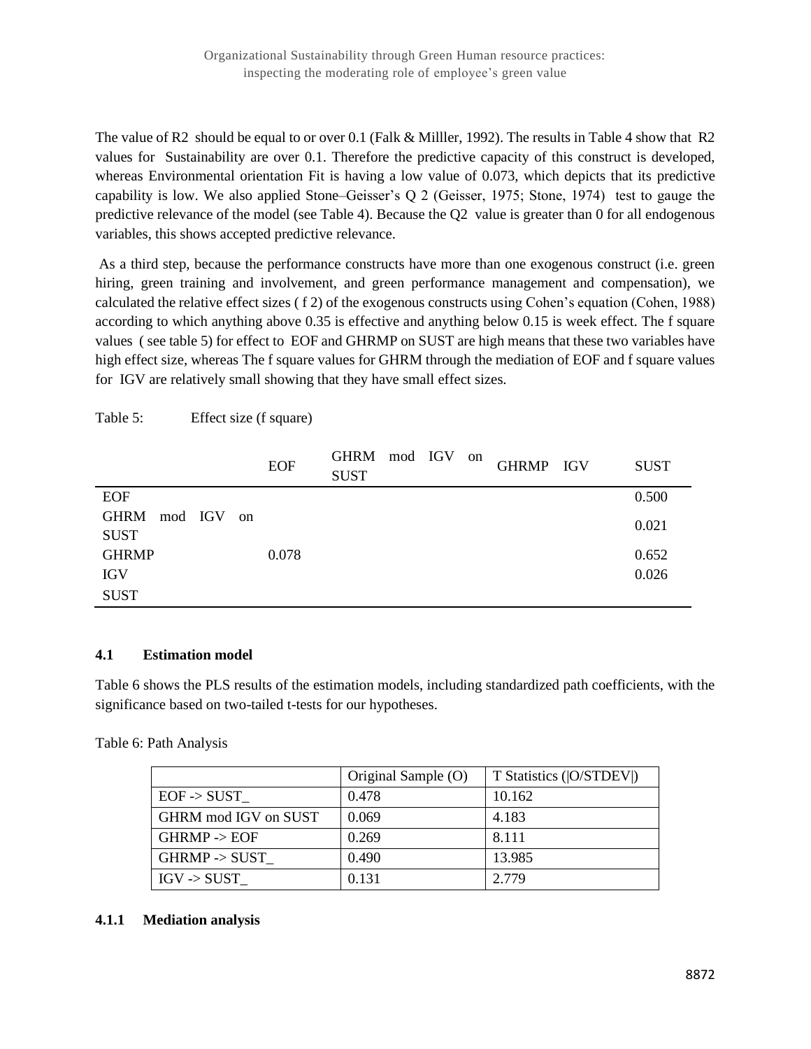The value of $R^2$ should be equal to or over 0.1 (Falk & Milller, 1992). The results in Table 4 show that $R^2$ values for Sustainability are over 0.1. Therefore the predictive capacity of this construct is developed, whereas Environmental orientation Fit is having a low value of 0.073, which depicts that its predictive capability is low. We also applied Stone–Geisser's $Q^2$ (Geisser, 1975; Stone, 1974) test to gauge the predictive relevance of the model (see Table 4). Because the $Q^2$ value is greater than 0 for all endogenous variables, this shows accepted predictive relevance.

As a third step, because the performance constructs have more than one exogenous construct (i.e. green hiring, green training and involvement, and green performance management and compensation), we calculated the relative effect sizes ( $f^2$) of the exogenous constructs using Cohen's equation (Cohen, 1988) according to which anything above 0.35 is effective and anything below 0.15 is week effect. The f square values ( see table 5) for effect to EOF and GHRMP on SUST are high means that these two variables have high effect size, whereas The f square values for GHRM through the mediation of EOF and f square values for IGV are relatively small showing that they have small effect sizes.

Table 5: Effect size (f square)

| | EOF | GHRM mod IGV on SUST | GHRMP | IGV | SUST |
|---|---|---|---|---|---|
| EOF | | | | | 0.500 |
| GHRM mod IGV on SUST | | | | | 0.021 |
| GHRMP | 0.078 | | | | 0.652 |
| IGV | | | | | 0.026 |
| SUST | | | | | |

### 4.1 Estimation model

Table 6 shows the PLS results of the estimation models, including standardized path coefficients, with the significance based on two-tailed t-tests for our hypotheses.

Table 6: Path Analysis

| | Original Sample (O) | T Statistics (\|O/STDEV\|) |
|---|---|---|
| EOF -> SUST_ | 0.478 | 10.162 |
| GHRM mod IGV on SUST | 0.069 | 4.183 |
| GHRMP -> EOF | 0.269 | 8.111 |
| GHRMP -> SUST_ | 0.490 | 13.985 |
| IGV -> SUST_ | 0.131 | 2.779 |

#### 4.1.1 Mediation analysis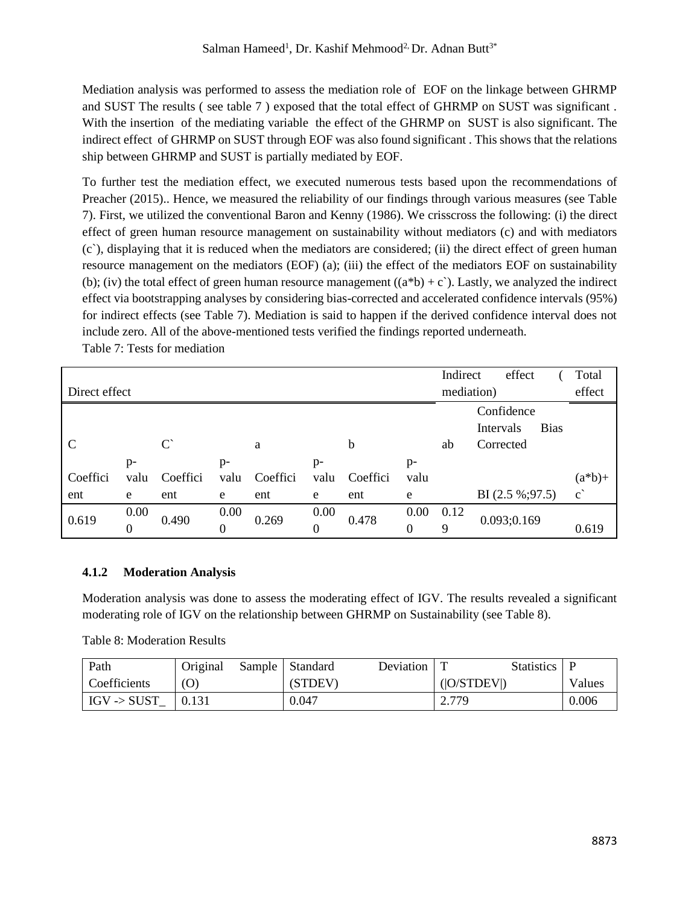Mediation analysis was performed to assess the mediation role of EOF on the linkage between GHRMP and SUST The results ( see table 7 ) exposed that the total effect of GHRMP on SUST was significant . With the insertion of the mediating variable the effect of the GHRMP on SUST is also significant. The indirect effect of GHRMP on SUST through EOF was also found significant . This shows that the relations ship between GHRMP and SUST is partially mediated by EOF.

To further test the mediation effect, we executed numerous tests based upon the recommendations of Preacher (2015).. Hence, we measured the reliability of our findings through various measures (see Table 7). First, we utilized the conventional Baron and Kenny (1986). We crisscross the following: (i) the direct effect of green human resource management on sustainability without mediators (c) and with mediators (c`), displaying that it is reduced when the mediators are considered; (ii) the direct effect of green human resource management on the mediators (EOF) (a); (iii) the effect of the mediators EOF on sustainability (b); (iv) the total effect of green human resource management ((a*b) + c`). Lastly, we analyzed the indirect effect via bootstrapping analyses by considering bias-corrected and accelerated confidence intervals (95%) for indirect effects (see Table 7). Mediation is said to happen if the derived confidence interval does not include zero. All of the above-mentioned tests verified the findings reported underneath.

Table 7: Tests for mediation

| Direct effect | | | | | | | | Indirect effect ( mediation) | | Total effect |
|---|---|---|---|---|---|---|---|---|---|---|
| C | | C` | | a | | b | | ab | Confidence Intervals Bias Corrected | |
| Coefficient | p-value | Coefficient | p-value | Coefficient | p-value | Coefficient | p-value | | BI (2.5 %;97.5) | (a*b)+ c` |
| 0.619 | 0.000 | 0.490 | 0.000 | 0.269 | 0.000 | 0.478 | 0.000 | 0.129 | 0.093;0.169 | 0.619 |

### 4.1.2 Moderation Analysis

Moderation analysis was done to assess the moderating effect of IGV. The results revealed a significant moderating role of IGV on the relationship between GHRMP on Sustainability (see Table 8).

Table 8: Moderation Results

| Path Coefficients | Original Sample (O) | Standard Deviation (STDEV) | T Statistics (\|O/STDEV\|) | P Values |
|---|---|---|---|---|
| IGV -> SUST_ | 0.131 | 0.047 | 2.779 | 0.006 |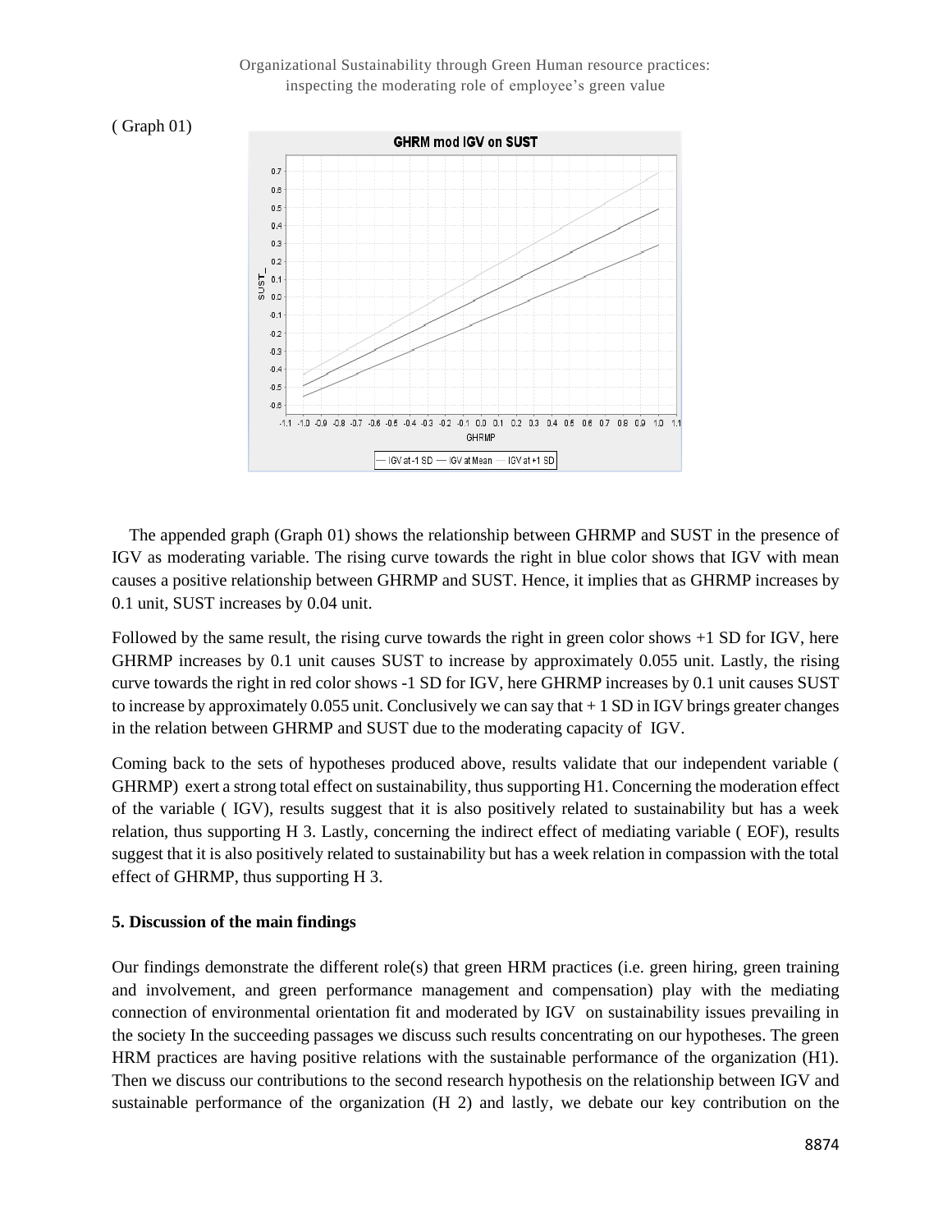( Graph 01)

The appended graph (Graph 01) shows the relationship between GHRMP and SUST in the presence of IGV as moderating variable. The rising curve towards the right in blue color shows that IGV with mean causes a positive relationship between GHRMP and SUST. Hence, it implies that as GHRMP increases by 0.1 unit, SUST increases by 0.04 unit.

Followed by the same result, the rising curve towards the right in green color shows +1 SD for IGV, here GHRMP increases by 0.1 unit causes SUST to increase by approximately 0.055 unit. Lastly, the rising curve towards the right in red color shows -1 SD for IGV, here GHRMP increases by 0.1 unit causes SUST to increase by approximately 0.055 unit. Conclusively we can say that + 1 SD in IGV brings greater changes in the relation between GHRMP and SUST due to the moderating capacity of IGV.

Coming back to the sets of hypotheses produced above, results validate that our independent variable ( GHRMP) exert a strong total effect on sustainability, thus supporting H1. Concerning the moderation effect of the variable ( IGV), results suggest that it is also positively related to sustainability but has a week relation, thus supporting H 3. Lastly, concerning the indirect effect of mediating variable ( EOF), results suggest that it is also positively related to sustainability but has a week relation in compassion with the total effect of GHRMP, thus supporting H 3.

**5. Discussion of the main findings**

Our findings demonstrate the different role(s) that green HRM practices (i.e. green hiring, green training and involvement, and green performance management and compensation) play with the mediating connection of environmental orientation fit and moderated by IGV on sustainability issues prevailing in the society In the succeeding passages we discuss such results concentrating on our hypotheses. The green HRM practices are having positive relations with the sustainable performance of the organization (H1). Then we discuss our contributions to the second research hypothesis on the relationship between IGV and sustainable performance of the organization (H 2) and lastly, we debate our key contribution on the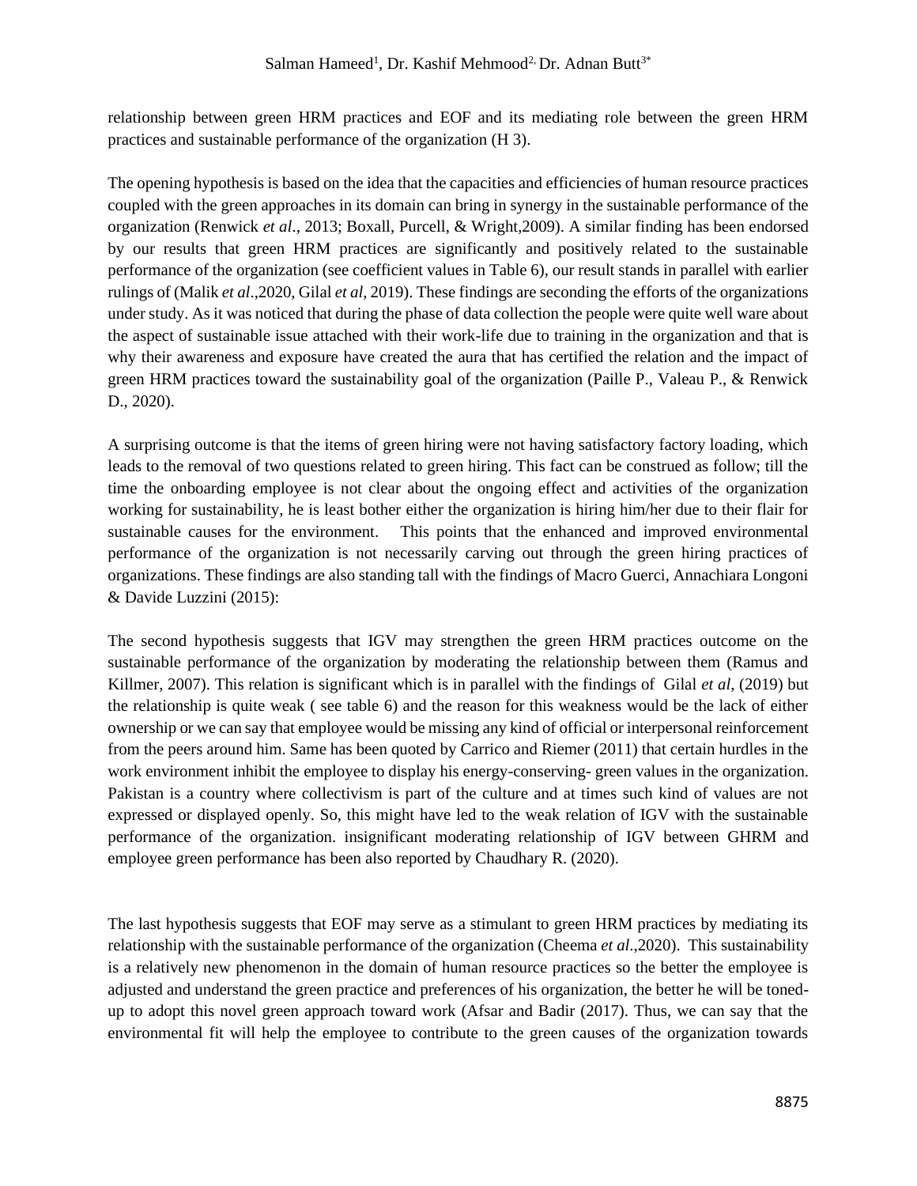relationship between green HRM practices and EOF and its mediating role between the green HRM practices and sustainable performance of the organization (H 3).

The opening hypothesis is based on the idea that the capacities and efficiencies of human resource practices coupled with the green approaches in its domain can bring in synergy in the sustainable performance of the organization (Renwick *et al*., 2013; Boxall, Purcell, & Wright,2009). A similar finding has been endorsed by our results that green HRM practices are significantly and positively related to the sustainable performance of the organization (see coefficient values in Table 6), our result stands in parallel with earlier rulings of (Malik *et al*.,2020, Gilal *et al*, 2019). These findings are seconding the efforts of the organizations under study. As it was noticed that during the phase of data collection the people were quite well ware about the aspect of sustainable issue attached with their work-life due to training in the organization and that is why their awareness and exposure have created the aura that has certified the relation and the impact of green HRM practices toward the sustainability goal of the organization (Paille P., Valeau P., & Renwick D., 2020).

A surprising outcome is that the items of green hiring were not having satisfactory factory loading, which leads to the removal of two questions related to green hiring. This fact can be construed as follow; till the time the onboarding employee is not clear about the ongoing effect and activities of the organization working for sustainability, he is least bother either the organization is hiring him/her due to their flair for sustainable causes for the environment. This points that the enhanced and improved environmental performance of the organization is not necessarily carving out through the green hiring practices of organizations. These findings are also standing tall with the findings of Macro Guerci, Annachiara Longoni & Davide Luzzini (2015):

The second hypothesis suggests that IGV may strengthen the green HRM practices outcome on the sustainable performance of the organization by moderating the relationship between them (Ramus and Killmer, 2007). This relation is significant which is in parallel with the findings of Gilal *et al*, (2019) but the relationship is quite weak ( see table 6) and the reason for this weakness would be the lack of either ownership or we can say that employee would be missing any kind of official or interpersonal reinforcement from the peers around him. Same has been quoted by Carrico and Riemer (2011) that certain hurdles in the work environment inhibit the employee to display his energy-conserving- green values in the organization. Pakistan is a country where collectivism is part of the culture and at times such kind of values are not expressed or displayed openly. So, this might have led to the weak relation of IGV with the sustainable performance of the organization. insignificant moderating relationship of IGV between GHRM and employee green performance has been also reported by Chaudhary R. (2020).

The last hypothesis suggests that EOF may serve as a stimulant to green HRM practices by mediating its relationship with the sustainable performance of the organization (Cheema *et al*.,2020). This sustainability is a relatively new phenomenon in the domain of human resource practices so the better the employee is adjusted and understand the green practice and preferences of his organization, the better he will be toned-up to adopt this novel green approach toward work (Afsar and Badir (2017). Thus, we can say that the environmental fit will help the employee to contribute to the green causes of the organization towards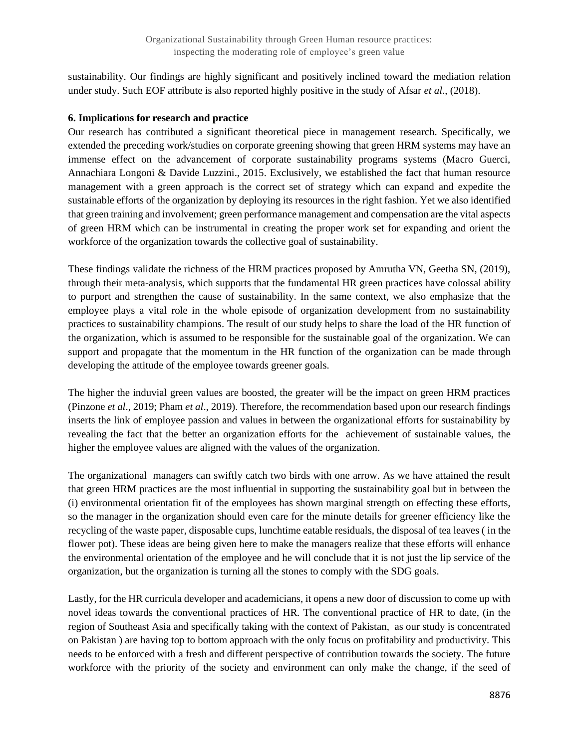sustainability. Our findings are highly significant and positively inclined toward the mediation relation under study. Such EOF attribute is also reported highly positive in the study of Afsar *et al*., (2018).

## 6. Implications for research and practice

Our research has contributed a significant theoretical piece in management research. Specifically, we extended the preceding work/studies on corporate greening showing that green HRM systems may have an immense effect on the advancement of corporate sustainability programs systems (Macro Guerci, Annachiara Longoni & Davide Luzzini., 2015. Exclusively, we established the fact that human resource management with a green approach is the correct set of strategy which can expand and expedite the sustainable efforts of the organization by deploying its resources in the right fashion. Yet we also identified that green training and involvement; green performance management and compensation are the vital aspects of green HRM which can be instrumental in creating the proper work set for expanding and orient the workforce of the organization towards the collective goal of sustainability.

These findings validate the richness of the HRM practices proposed by Amrutha VN, Geetha SN, (2019), through their meta-analysis, which supports that the fundamental HR green practices have colossal ability to purport and strengthen the cause of sustainability. In the same context, we also emphasize that the employee plays a vital role in the whole episode of organization development from no sustainability practices to sustainability champions. The result of our study helps to share the load of the HR function of the organization, which is assumed to be responsible for the sustainable goal of the organization. We can support and propagate that the momentum in the HR function of the organization can be made through developing the attitude of the employee towards greener goals.

The higher the induvial green values are boosted, the greater will be the impact on green HRM practices (Pinzone *et al*., 2019; Pham *et al*., 2019). Therefore, the recommendation based upon our research findings inserts the link of employee passion and values in between the organizational efforts for sustainability by revealing the fact that the better an organization efforts for the achievement of sustainable values, the higher the employee values are aligned with the values of the organization.

The organizational managers can swiftly catch two birds with one arrow. As we have attained the result that green HRM practices are the most influential in supporting the sustainability goal but in between the (i) environmental orientation fit of the employees has shown marginal strength on effecting these efforts, so the manager in the organization should even care for the minute details for greener efficiency like the recycling of the waste paper, disposable cups, lunchtime eatable residuals, the disposal of tea leaves ( in the flower pot). These ideas are being given here to make the managers realize that these efforts will enhance the environmental orientation of the employee and he will conclude that it is not just the lip service of the organization, but the organization is turning all the stones to comply with the SDG goals.

Lastly, for the HR curricula developer and academicians, it opens a new door of discussion to come up with novel ideas towards the conventional practices of HR. The conventional practice of HR to date, (in the region of Southeast Asia and specifically taking with the context of Pakistan, as our study is concentrated on Pakistan ) are having top to bottom approach with the only focus on profitability and productivity. This needs to be enforced with a fresh and different perspective of contribution towards the society. The future workforce with the priority of the society and environment can only make the change, if the seed of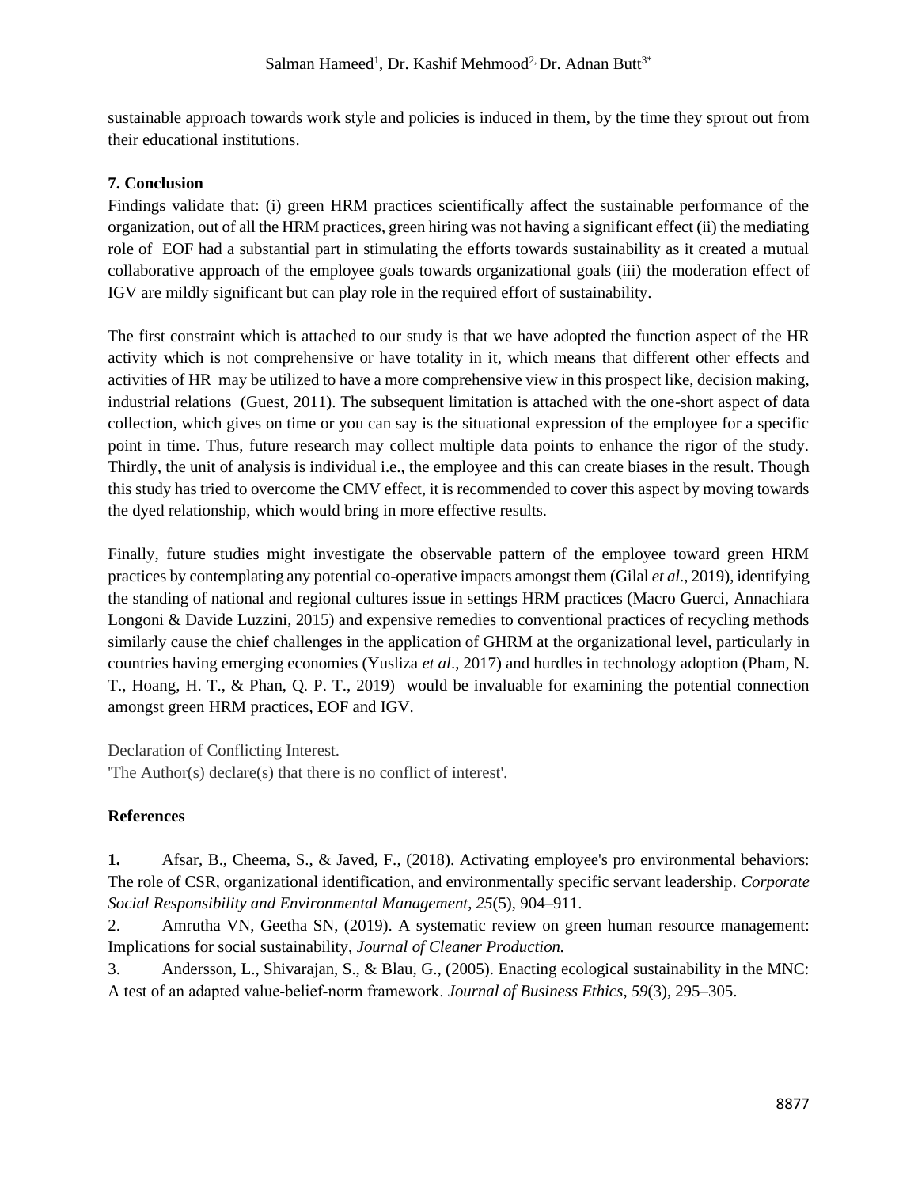sustainable approach towards work style and policies is induced in them, by the time they sprout out from their educational institutions.

## 7. Conclusion

Findings validate that: (i) green HRM practices scientifically affect the sustainable performance of the organization, out of all the HRM practices, green hiring was not having a significant effect (ii) the mediating role of EOF had a substantial part in stimulating the efforts towards sustainability as it created a mutual collaborative approach of the employee goals towards organizational goals (iii) the moderation effect of IGV are mildly significant but can play role in the required effort of sustainability.

The first constraint which is attached to our study is that we have adopted the function aspect of the HR activity which is not comprehensive or have totality in it, which means that different other effects and activities of HR may be utilized to have a more comprehensive view in this prospect like, decision making, industrial relations (Guest, 2011). The subsequent limitation is attached with the one-short aspect of data collection, which gives on time or you can say is the situational expression of the employee for a specific point in time. Thus, future research may collect multiple data points to enhance the rigor of the study. Thirdly, the unit of analysis is individual i.e., the employee and this can create biases in the result. Though this study has tried to overcome the CMV effect, it is recommended to cover this aspect by moving towards the dyed relationship, which would bring in more effective results.

Finally, future studies might investigate the observable pattern of the employee toward green HRM practices by contemplating any potential co-operative impacts amongst them (Gilal *et al*., 2019), identifying the standing of national and regional cultures issue in settings HRM practices (Macro Guerci, Annachiara Longoni & Davide Luzzini, 2015) and expensive remedies to conventional practices of recycling methods similarly cause the chief challenges in the application of GHRM at the organizational level, particularly in countries having emerging economies (Yusliza *et al*., 2017) and hurdles in technology adoption (Pham, N. T., Hoang, H. T., & Phan, Q. P. T., 2019) would be invaluable for examining the potential connection amongst green HRM practices, EOF and IGV.

Declaration of Conflicting Interest.
'The Author(s) declare(s) that there is no conflict of interest'.

## References

**1.** Afsar, B., Cheema, S., & Javed, F., (2018). Activating employee's pro environmental behaviors: The role of CSR, organizational identification, and environmentally specific servant leadership. *Corporate Social Responsibility and Environmental Management*, *25*(5), 904–911.

2. Amrutha VN, Geetha SN, (2019). A systematic review on green human resource management: Implications for social sustainability, *Journal of Cleaner Production.*

3. Andersson, L., Shivarajan, S., & Blau, G., (2005). Enacting ecological sustainability in the MNC: A test of an adapted value-belief-norm framework. *Journal of Business Ethics*, *59*(3), 295–305.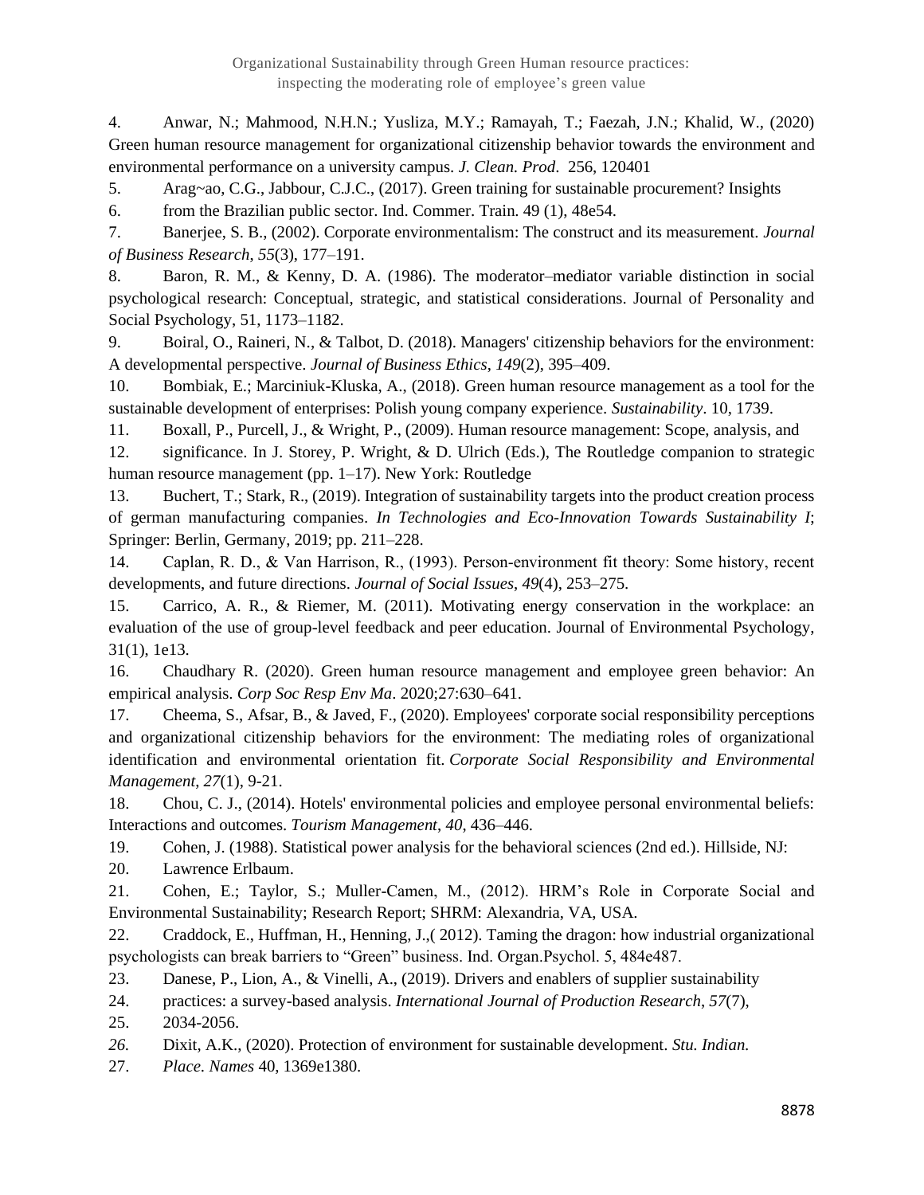4. Anwar, N.; Mahmood, N.H.N.; Yusliza, M.Y.; Ramayah, T.; Faezah, J.N.; Khalid, W., (2020) Green human resource management for organizational citizenship behavior towards the environment and environmental performance on a university campus. *J. Clean. Prod*. 256, 120401

5. Arag~ao, C.G., Jabbour, C.J.C., (2017). Green training for sustainable procurement? Insights

6. from the Brazilian public sector. Ind. Commer. Train. 49 (1), 48e54.

7. Banerjee, S. B., (2002). Corporate environmentalism: The construct and its measurement. *Journal of Business Research*, *55*(3), 177–191.

8. Baron, R. M., & Kenny, D. A. (1986). The moderator–mediator variable distinction in social psychological research: Conceptual, strategic, and statistical considerations. Journal of Personality and Social Psychology, 51, 1173–1182.

9. Boiral, O., Raineri, N., & Talbot, D. (2018). Managers' citizenship behaviors for the environment: A developmental perspective. *Journal of Business Ethics*, *149*(2), 395–409.

10. Bombiak, E.; Marciniuk-Kluska, A., (2018). Green human resource management as a tool for the sustainable development of enterprises: Polish young company experience. *Sustainability*. 10, 1739.

11. Boxall, P., Purcell, J., & Wright, P., (2009). Human resource management: Scope, analysis, and

12. significance. In J. Storey, P. Wright, & D. Ulrich (Eds.), The Routledge companion to strategic human resource management (pp. 1–17). New York: Routledge

13. Buchert, T.; Stark, R., (2019). Integration of sustainability targets into the product creation process of german manufacturing companies. *In Technologies and Eco-Innovation Towards Sustainability I*; Springer: Berlin, Germany, 2019; pp. 211–228.

14. Caplan, R. D., & Van Harrison, R., (1993). Person-environment fit theory: Some history, recent developments, and future directions. *Journal of Social Issues*, *49*(4), 253–275.

15. Carrico, A. R., & Riemer, M. (2011). Motivating energy conservation in the workplace: an evaluation of the use of group-level feedback and peer education. Journal of Environmental Psychology, 31(1), 1e13.

16. Chaudhary R. (2020). Green human resource management and employee green behavior: An empirical analysis. *Corp Soc Resp Env Ma*. 2020;27:630–641.

17. Cheema, S., Afsar, B., & Javed, F., (2020). Employees' corporate social responsibility perceptions and organizational citizenship behaviors for the environment: The mediating roles of organizational identification and environmental orientation fit. *Corporate Social Responsibility and Environmental Management*, *27*(1), 9-21.

18. Chou, C. J., (2014). Hotels' environmental policies and employee personal environmental beliefs: Interactions and outcomes. *Tourism Management*, *40*, 436–446.

19. Cohen, J. (1988). Statistical power analysis for the behavioral sciences (2nd ed.). Hillside, NJ:

20. Lawrence Erlbaum.

21. Cohen, E.; Taylor, S.; Muller-Camen, M., (2012). HRM's Role in Corporate Social and Environmental Sustainability; Research Report; SHRM: Alexandria, VA, USA.

22. Craddock, E., Huffman, H., Henning, J.,( 2012). Taming the dragon: how industrial organizational psychologists can break barriers to "Green" business. Ind. Organ.Psychol. 5, 484e487.

23. Danese, P., Lion, A., & Vinelli, A., (2019). Drivers and enablers of supplier sustainability

24. practices: a survey-based analysis. *International Journal of Production Research*, *57*(7),

25. 2034-2056.

*26.* Dixit, A.K., (2020). Protection of environment for sustainable development. *Stu. Indian.*

27. *Place. Names* 40, 1369e1380.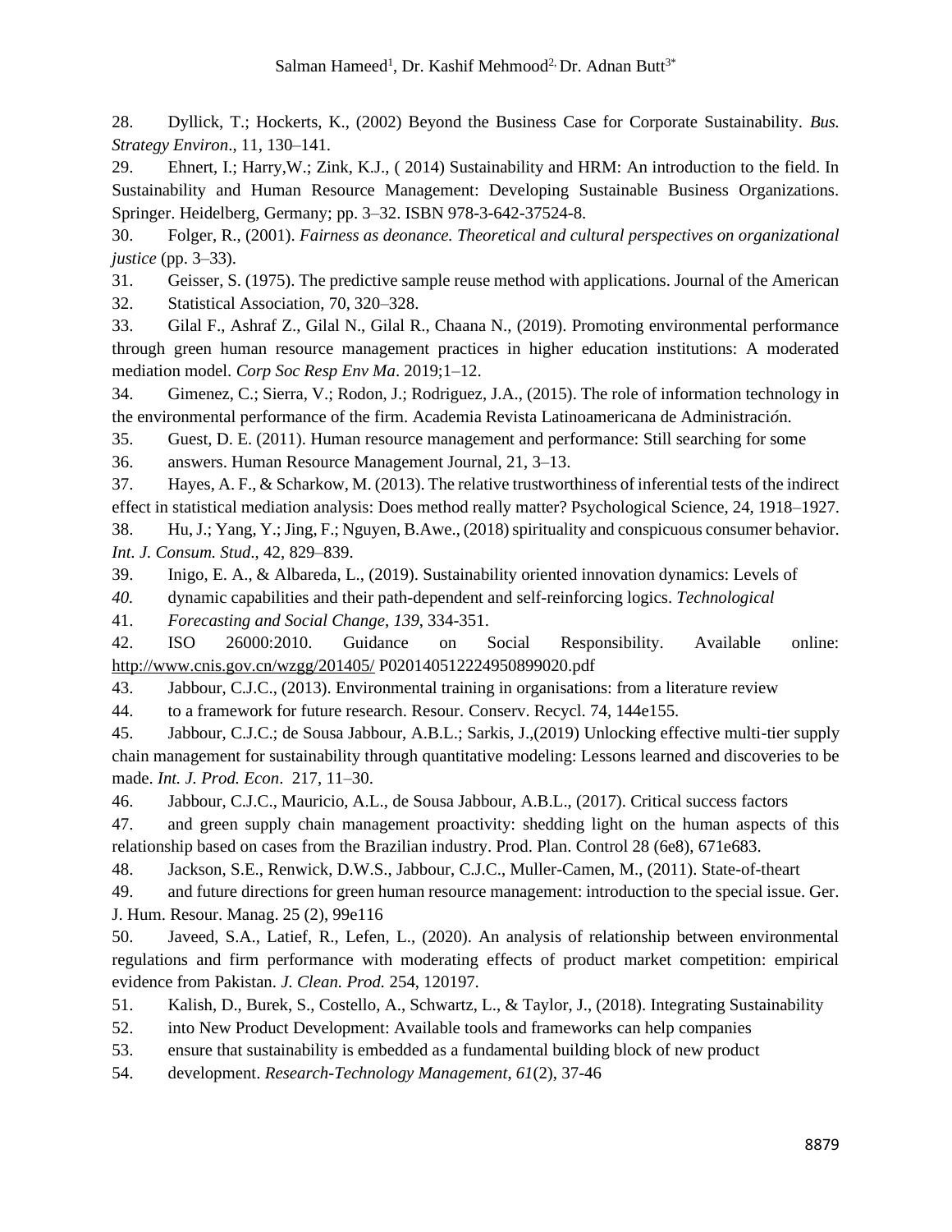28. Dyllick, T.; Hockerts, K., (2002) Beyond the Business Case for Corporate Sustainability. *Bus. Strategy Environ*., 11, 130–141.

29. Ehnert, I.; Harry,W.; Zink, K.J., ( 2014) Sustainability and HRM: An introduction to the field. In Sustainability and Human Resource Management: Developing Sustainable Business Organizations. Springer. Heidelberg, Germany; pp. 3–32. ISBN 978-3-642-37524-8.

30. Folger, R., (2001). *Fairness as deonance. Theoretical and cultural perspectives on organizational justice* (pp. 3–33).

31. Geisser, S. (1975). The predictive sample reuse method with applications. Journal of the American

32. Statistical Association, 70, 320–328.

33. Gilal F., Ashraf Z., Gilal N., Gilal R., Chaana N., (2019). Promoting environmental performance through green human resource management practices in higher education institutions: A moderated mediation model. *Corp Soc Resp Env Ma*. 2019;1–12.

34. Gimenez, C.; Sierra, V.; Rodon, J.; Rodriguez, J.A., (2015). The role of information technology in the environmental performance of the firm. Academia Revista Latinoamericana de Administración.

35. Guest, D. E. (2011). Human resource management and performance: Still searching for some

36. answers. Human Resource Management Journal, 21, 3–13.

37. Hayes, A. F., & Scharkow, M. (2013). The relative trustworthiness of inferential tests of the indirect effect in statistical mediation analysis: Does method really matter? Psychological Science, 24, 1918–1927.

38. Hu, J.; Yang, Y.; Jing, F.; Nguyen, B.Awe., (2018) spirituality and conspicuous consumer behavior. *Int. J. Consum. Stud*., 42, 829–839.

39. Inigo, E. A., & Albareda, L., (2019). Sustainability oriented innovation dynamics: Levels of

*40.* dynamic capabilities and their path-dependent and self-reinforcing logics. *Technological*

41. *Forecasting and Social Change*, *139*, 334-351.

42. ISO 26000:2010. Guidance on Social Responsibility. Available online: http://www.cnis.gov.cn/wzgg/201405/ P020140512224950899020.pdf

43. Jabbour, C.J.C., (2013). Environmental training in organisations: from a literature review

44. to a framework for future research. Resour. Conserv. Recycl. 74, 144e155.

45. Jabbour, C.J.C.; de Sousa Jabbour, A.B.L.; Sarkis, J.,(2019) Unlocking effective multi-tier supply chain management for sustainability through quantitative modeling: Lessons learned and discoveries to be made. *Int. J. Prod. Econ*. 217, 11–30.

46. Jabbour, C.J.C., Mauricio, A.L., de Sousa Jabbour, A.B.L., (2017). Critical success factors

47. and green supply chain management proactivity: shedding light on the human aspects of this relationship based on cases from the Brazilian industry. Prod. Plan. Control 28 (6e8), 671e683.

48. Jackson, S.E., Renwick, D.W.S., Jabbour, C.J.C., Muller-Camen, M., (2011). State-of-theart

49. and future directions for green human resource management: introduction to the special issue. Ger. J. Hum. Resour. Manag. 25 (2), 99e116

50. Javeed, S.A., Latief, R., Lefen, L., (2020). An analysis of relationship between environmental regulations and firm performance with moderating effects of product market competition: empirical evidence from Pakistan. *J. Clean. Prod.* 254, 120197.

51. Kalish, D., Burek, S., Costello, A., Schwartz, L., & Taylor, J., (2018). Integrating Sustainability

52. into New Product Development: Available tools and frameworks can help companies

53. ensure that sustainability is embedded as a fundamental building block of new product

54. development. *Research-Technology Management*, *61*(2), 37-46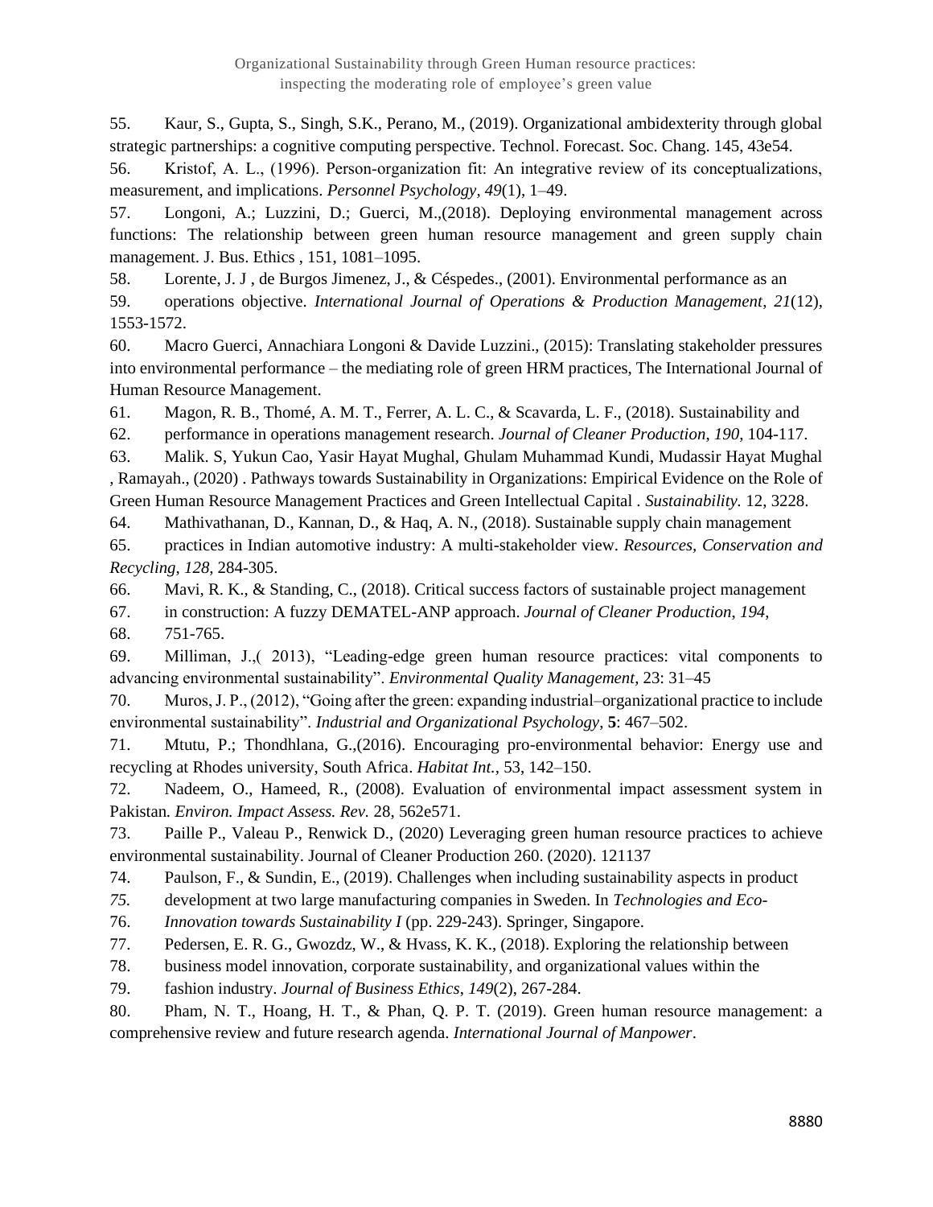55. Kaur, S., Gupta, S., Singh, S.K., Perano, M., (2019). Organizational ambidexterity through global strategic partnerships: a cognitive computing perspective. Technol. Forecast. Soc. Chang. 145, 43e54.

56. Kristof, A. L., (1996). Person-organization fit: An integrative review of its conceptualizations, measurement, and implications. *Personnel Psychology*, *49*(1), 1–49.

57. Longoni, A.; Luzzini, D.; Guerci, M.,(2018). Deploying environmental management across functions: The relationship between green human resource management and green supply chain management. J. Bus. Ethics , 151, 1081–1095.

58. Lorente, J. J , de Burgos Jimenez, J., & Céspedes., (2001). Environmental performance as an

59. operations objective. *International Journal of Operations & Production Management*, *21*(12), 1553-1572.

60. Macro Guerci, Annachiara Longoni & Davide Luzzini., (2015): Translating stakeholder pressures into environmental performance – the mediating role of green HRM practices, The International Journal of Human Resource Management.

61. Magon, R. B., Thomé, A. M. T., Ferrer, A. L. C., & Scavarda, L. F., (2018). Sustainability and

62. performance in operations management research. *Journal of Cleaner Production*, *190*, 104-117.

63. Malik. S, Yukun Cao, Yasir Hayat Mughal, Ghulam Muhammad Kundi, Mudassir Hayat Mughal , Ramayah., (2020) . Pathways towards Sustainability in Organizations: Empirical Evidence on the Role of Green Human Resource Management Practices and Green Intellectual Capital . *Sustainability.* 12, 3228.

64. Mathivathanan, D., Kannan, D., & Haq, A. N., (2018). Sustainable supply chain management

65. practices in Indian automotive industry: A multi-stakeholder view. *Resources, Conservation and Recycling*, *128*, 284-305.

66. Mavi, R. K., & Standing, C., (2018). Critical success factors of sustainable project management

67. in construction: A fuzzy DEMATEL-ANP approach. *Journal of Cleaner Production*, *194*,

68. 751-765.

69. Milliman, J.,( 2013), "Leading-edge green human resource practices: vital components to advancing environmental sustainability". *Environmental Quality Management*, 23: 31–45

70. Muros, J. P., (2012), "Going after the green: expanding industrial–organizational practice to include environmental sustainability". *Industrial and Organizational Psychology*, **5**: 467–502.

71. Mtutu, P.; Thondhlana, G.,(2016). Encouraging pro-environmental behavior: Energy use and recycling at Rhodes university, South Africa. *Habitat Int.*, 53, 142–150.

72. Nadeem, O., Hameed, R., (2008). Evaluation of environmental impact assessment system in Pakistan*. Environ. Impact Assess. Rev.* 28, 562e571.

73. Paille P., Valeau P., Renwick D., (2020) Leveraging green human resource practices to achieve environmental sustainability. Journal of Cleaner Production 260. (2020). 121137

74. Paulson, F., & Sundin, E., (2019). Challenges when including sustainability aspects in product

*75.* development at two large manufacturing companies in Sweden. In *Technologies and Eco-*

76. *Innovation towards Sustainability I* (pp. 229-243). Springer, Singapore.

77. Pedersen, E. R. G., Gwozdz, W., & Hvass, K. K., (2018). Exploring the relationship between

78. business model innovation, corporate sustainability, and organizational values within the

79. fashion industry. *Journal of Business Ethics*, *149*(2), 267-284.

80. Pham, N. T., Hoang, H. T., & Phan, Q. P. T. (2019). Green human resource management: a comprehensive review and future research agenda. *International Journal of Manpower*.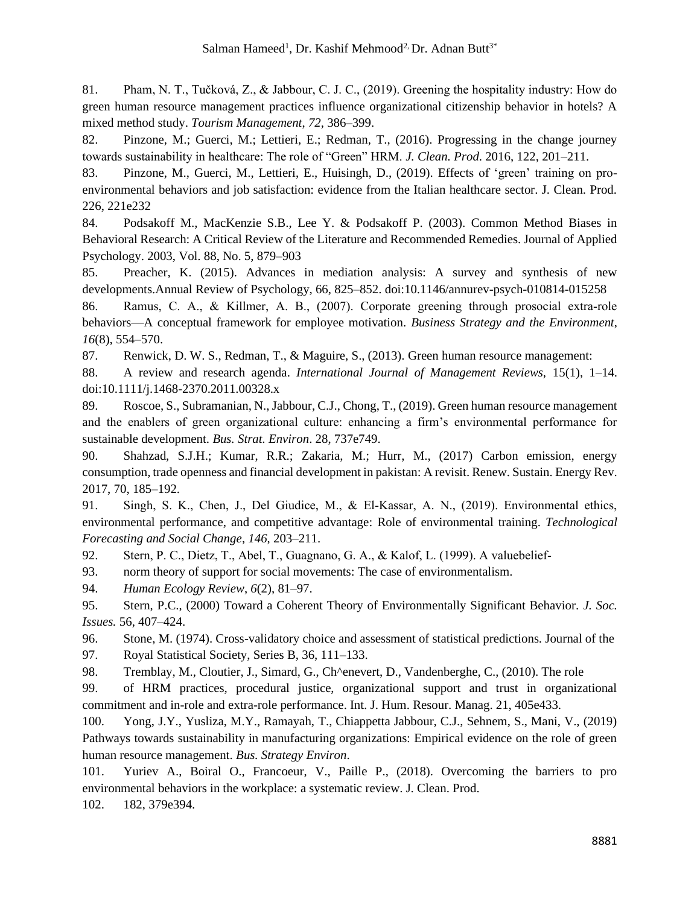81. Pham, N. T., Tučková, Z., & Jabbour, C. J. C., (2019). Greening the hospitality industry: How do green human resource management practices influence organizational citizenship behavior in hotels? A mixed method study. *Tourism Management*, *72*, 386–399.

82. Pinzone, M.; Guerci, M.; Lettieri, E.; Redman, T., (2016). Progressing in the change journey towards sustainability in healthcare: The role of "Green" HRM. *J. Clean. Prod.* 2016, 122, 201–211.

83. Pinzone, M., Guerci, M., Lettieri, E., Huisingh, D., (2019). Effects of 'green' training on pro-environmental behaviors and job satisfaction: evidence from the Italian healthcare sector. J. Clean. Prod. 226, 221e232

84. Podsakoff M., MacKenzie S.B., Lee Y. & Podsakoff P. (2003). Common Method Biases in Behavioral Research: A Critical Review of the Literature and Recommended Remedies. Journal of Applied Psychology. 2003, Vol. 88, No. 5, 879–903

85. Preacher, K. (2015). Advances in mediation analysis: A survey and synthesis of new developments.Annual Review of Psychology, 66, 825–852. doi:10.1146/annurev-psych-010814-015258

86. Ramus, C. A., & Killmer, A. B., (2007). Corporate greening through prosocial extra-role behaviors—A conceptual framework for employee motivation. *Business Strategy and the Environment*, *16*(8), 554–570.

87. Renwick, D. W. S., Redman, T., & Maguire, S., (2013). Green human resource management:

88. A review and research agenda. *International Journal of Management Reviews*, 15(1), 1–14. doi:10.1111/j.1468-2370.2011.00328.x

89. Roscoe, S., Subramanian, N., Jabbour, C.J., Chong, T., (2019). Green human resource management and the enablers of green organizational culture: enhancing a firm's environmental performance for sustainable development. *Bus. Strat. Environ*. 28, 737e749.

90. Shahzad, S.J.H.; Kumar, R.R.; Zakaria, M.; Hurr, M., (2017) Carbon emission, energy consumption, trade openness and financial development in pakistan: A revisit. Renew. Sustain. Energy Rev. 2017, 70, 185–192.

91. Singh, S. K., Chen, J., Del Giudice, M., & El-Kassar, A. N., (2019). Environmental ethics, environmental performance, and competitive advantage: Role of environmental training. *Technological Forecasting and Social Change*, *146*, 203–211.

92. Stern, P. C., Dietz, T., Abel, T., Guagnano, G. A., & Kalof, L. (1999). A valuebelief-

93. norm theory of support for social movements: The case of environmentalism.

94. *Human Ecology Review*, *6*(2), 81–97.

95. Stern, P.C., (2000) Toward a Coherent Theory of Environmentally Significant Behavior. *J. Soc. Issues.* 56, 407–424.

96. Stone, M. (1974). Cross-validatory choice and assessment of statistical predictions. Journal of the

97. Royal Statistical Society, Series B, 36, 111–133.

98. Tremblay, M., Cloutier, J., Simard, G., Ch^enevert, D., Vandenberghe, C., (2010). The role

99. of HRM practices, procedural justice, organizational support and trust in organizational commitment and in-role and extra-role performance. Int. J. Hum. Resour. Manag. 21, 405e433.

100. Yong, J.Y., Yusliza, M.Y., Ramayah, T., Chiappetta Jabbour, C.J., Sehnem, S., Mani, V., (2019) Pathways towards sustainability in manufacturing organizations: Empirical evidence on the role of green human resource management. *Bus. Strategy Environ*.

101. Yuriev A., Boiral O., Francoeur, V., Paille P., (2018). Overcoming the barriers to pro environmental behaviors in the workplace: a systematic review. J. Clean. Prod.

102. 182, 379e394.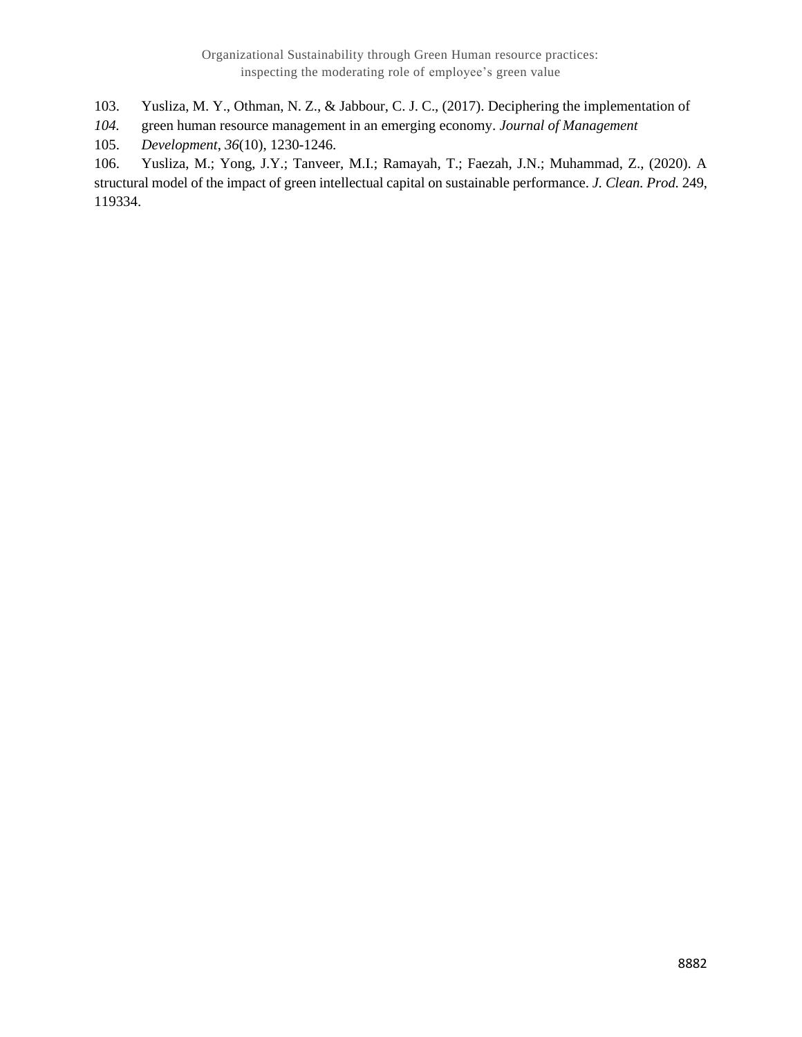103. Yusliza, M. Y., Othman, N. Z., & Jabbour, C. J. C., (2017). Deciphering the implementation of

*104.* green human resource management in an emerging economy. *Journal of Management*

105. *Development*, *36*(10), 1230-1246.

106. Yusliza, M.; Yong, J.Y.; Tanveer, M.I.; Ramayah, T.; Faezah, J.N.; Muhammad, Z., (2020). A structural model of the impact of green intellectual capital on sustainable performance. *J. Clean. Prod.* 249, 119334.